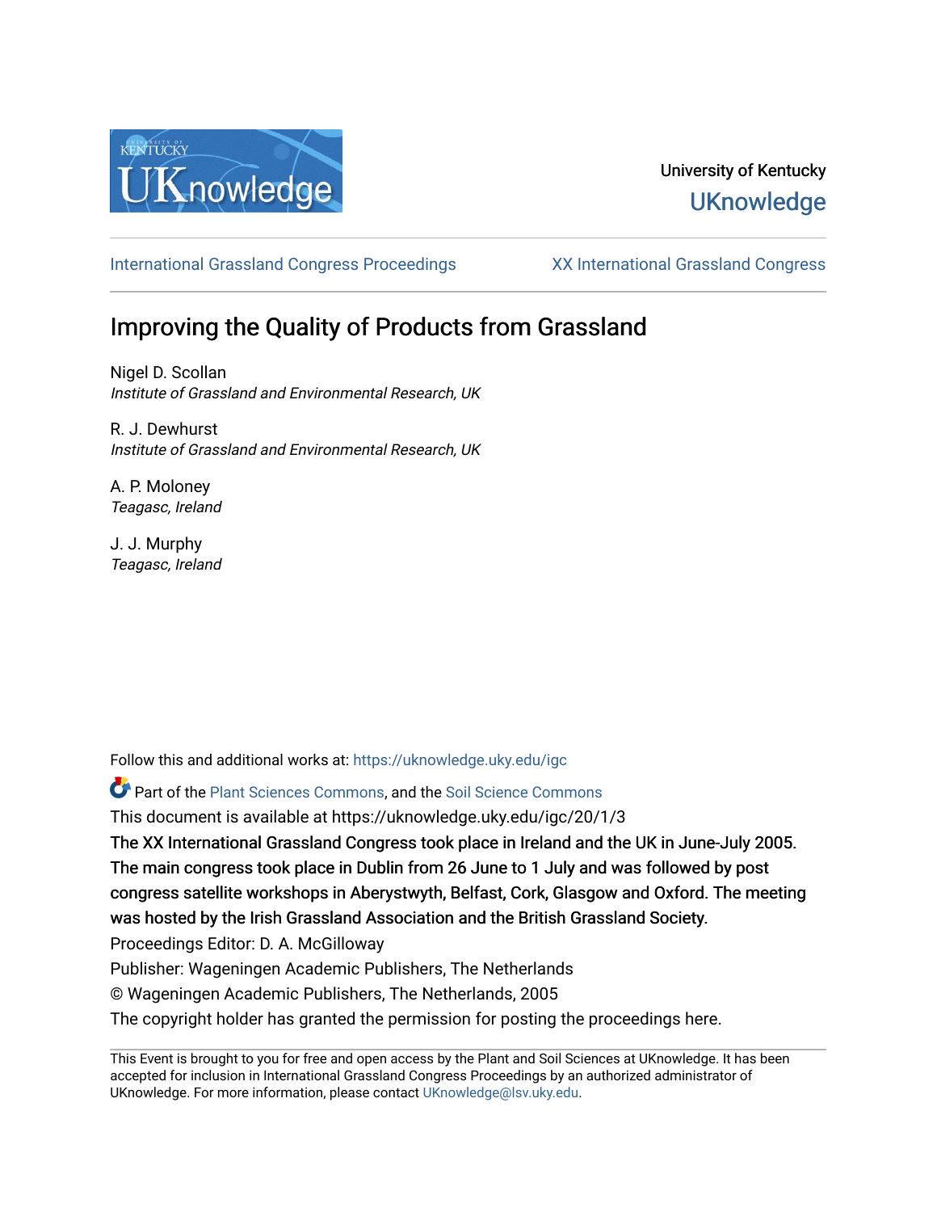University of Kentucky

UKnowledge

International Grassland Congress Proceedings | XX International Grassland Congress

# Improving the Quality of Products from Grassland

Nigel D. Scollan
*Institute of Grassland and Environmental Research, UK*

R. J. Dewhurst
*Institute of Grassland and Environmental Research, UK*

A. P. Moloney
*Teagasc, Ireland*

J. J. Murphy
*Teagasc, Ireland*

Follow this and additional works at: https://uknowledge.uky.edu/igc

Part of the Plant Sciences Commons, and the Soil Science Commons

This document is available at https://uknowledge.uky.edu/igc/20/1/3

The XX International Grassland Congress took place in Ireland and the UK in June-July 2005. The main congress took place in Dublin from 26 June to 1 July and was followed by post congress satellite workshops in Aberystwyth, Belfast, Cork, Glasgow and Oxford. The meeting was hosted by the Irish Grassland Association and the British Grassland Society.

Proceedings Editor: D. A. McGilloway

Publisher: Wageningen Academic Publishers, The Netherlands

© Wageningen Academic Publishers, The Netherlands, 2005

The copyright holder has granted the permission for posting the proceedings here.

This Event is brought to you for free and open access by the Plant and Soil Sciences at UKnowledge. It has been accepted for inclusion in International Grassland Congress Proceedings by an authorized administrator of UKnowledge. For more information, please contact UKnowledge@lsv.uky.edu.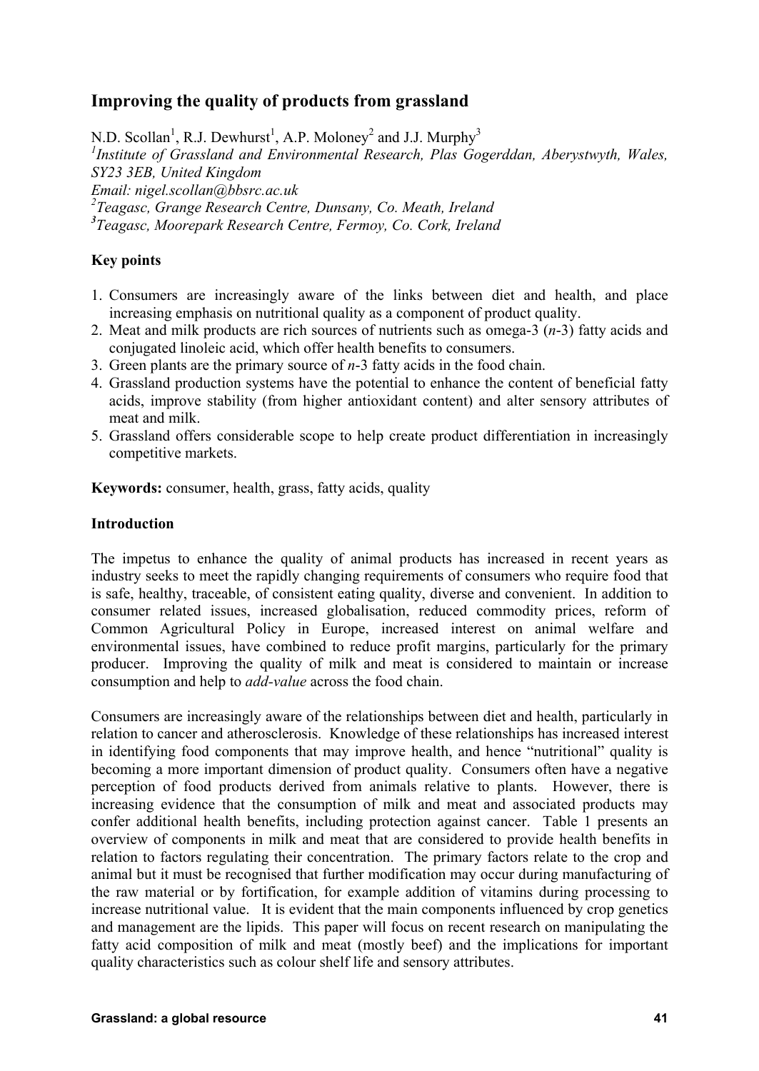# Improving the quality of products from grassland

N.D. Scollan[1], R.J. Dewhurst[1], A.P. Moloney[2] and J.J. Murphy[3]

[1]*Institute of Grassland and Environmental Research, Plas Gogerddan, Aberystwyth, Wales, SY23 3EB, United Kingdom*
*Email: nigel.scollan@bbsrc.ac.uk*
[2]*Teagasc, Grange Research Centre, Dunsany, Co. Meath, Ireland*
[3]*Teagasc, Moorepark Research Centre, Fermoy, Co. Cork, Ireland*

**Key points**

1. Consumers are increasingly aware of the links between diet and health, and place increasing emphasis on nutritional quality as a component of product quality.
2. Meat and milk products are rich sources of nutrients such as omega-3 (*n*-3) fatty acids and conjugated linoleic acid, which offer health benefits to consumers.
3. Green plants are the primary source of *n*-3 fatty acids in the food chain.
4. Grassland production systems have the potential to enhance the content of beneficial fatty acids, improve stability (from higher antioxidant content) and alter sensory attributes of meat and milk.
5. Grassland offers considerable scope to help create product differentiation in increasingly competitive markets.

**Keywords:** consumer, health, grass, fatty acids, quality

**Introduction**

The impetus to enhance the quality of animal products has increased in recent years as industry seeks to meet the rapidly changing requirements of consumers who require food that is safe, healthy, traceable, of consistent eating quality, diverse and convenient. In addition to consumer related issues, increased globalisation, reduced commodity prices, reform of Common Agricultural Policy in Europe, increased interest on animal welfare and environmental issues, have combined to reduce profit margins, particularly for the primary producer. Improving the quality of milk and meat is considered to maintain or increase consumption and help to *add-value* across the food chain.

Consumers are increasingly aware of the relationships between diet and health, particularly in relation to cancer and atherosclerosis. Knowledge of these relationships has increased interest in identifying food components that may improve health, and hence "nutritional" quality is becoming a more important dimension of product quality. Consumers often have a negative perception of food products derived from animals relative to plants. However, there is increasing evidence that the consumption of milk and meat and associated products may confer additional health benefits, including protection against cancer. Table 1 presents an overview of components in milk and meat that are considered to provide health benefits in relation to factors regulating their concentration. The primary factors relate to the crop and animal but it must be recognised that further modification may occur during manufacturing of the raw material or by fortification, for example addition of vitamins during processing to increase nutritional value. It is evident that the main components influenced by crop genetics and management are the lipids. This paper will focus on recent research on manipulating the fatty acid composition of milk and meat (mostly beef) and the implications for important quality characteristics such as colour shelf life and sensory attributes.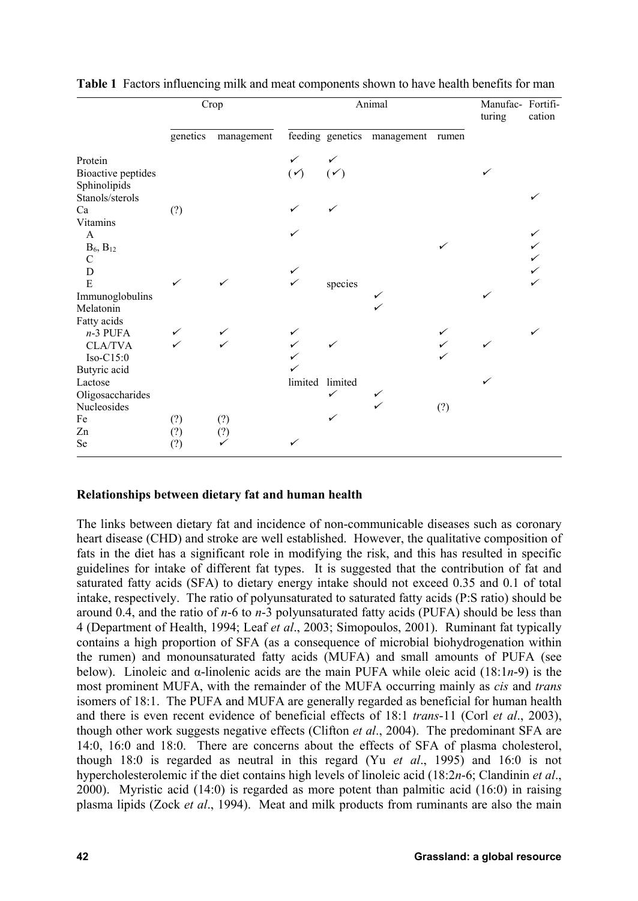**Table 1** Factors influencing milk and meat components shown to have health benefits for man

| | Crop | | Animal | | | | Manufac-turing | Fortifi-cation |
|---|---|---|---|---|---|---|---|---|
| | genetics | management | feeding | genetics | management | rumen | | |
| Protein | | | ✓ | ✓ | | | | |
| Bioactive peptides | | | (✓) | (✓) | | | ✓ | |
| Sphinolipids | | | | | | | | |
| Stanols/sterols | | | | | | | | ✓ |
| Ca | (?) | | ✓ | ✓ | | | | |
| Vitamins | | | | | | | | |
| A | | | ✓ | | | | | ✓ |
| $B_6$, $B_{12}$ | | | | | | ✓ | | ✓ |
| C | | | | | | | | ✓ |
| D | | | ✓ | | | | | ✓ |
| E | ✓ | ✓ | ✓ | species | | | | ✓ |
| Immunoglobulins | | | | | ✓ | | ✓ | |
| Melatonin | | | | | ✓ | | | |
| Fatty acids | | | | | | | | |
| *n*-3 PUFA | ✓ | ✓ | ✓ | | | ✓ | | ✓ |
| CLA/TVA | ✓ | ✓ | ✓ | ✓ | | ✓ | ✓ | |
| Iso-C15:0 | | | ✓ | | | ✓ | | |
| Butyric acid | | | ✓ | | | | | |
| Lactose | | | limited | limited | | | ✓ | |
| Oligosaccharides | | | | ✓ | ✓ | | | |
| Nucleosides | | | | | ✓ | (?) | | |
| Fe | (?) | (?) | | ✓ | | | | |
| Zn | (?) | (?) | | | | | | |
| Se | (?) | ✓ | ✓ | | | | | |

## Relationships between dietary fat and human health

The links between dietary fat and incidence of non-communicable diseases such as coronary heart disease (CHD) and stroke are well established. However, the qualitative composition of fats in the diet has a significant role in modifying the risk, and this has resulted in specific guidelines for intake of different fat types. It is suggested that the contribution of fat and saturated fatty acids (SFA) to dietary energy intake should not exceed 0.35 and 0.1 of total intake, respectively. The ratio of polyunsaturated to saturated fatty acids (P:S ratio) should be around 0.4, and the ratio of *n*-6 to *n*-3 polyunsaturated fatty acids (PUFA) should be less than 4 (Department of Health, 1994; Leaf *et al*., 2003; Simopoulos, 2001). Ruminant fat typically contains a high proportion of SFA (as a consequence of microbial biohydrogenation within the rumen) and monounsaturated fatty acids (MUFA) and small amounts of PUFA (see below). Linoleic and α-linolenic acids are the main PUFA while oleic acid (18:1*n*-9) is the most prominent MUFA, with the remainder of the MUFA occurring mainly as *cis* and *trans* isomers of 18:1. The PUFA and MUFA are generally regarded as beneficial for human health and there is even recent evidence of beneficial effects of 18:1 *trans*-11 (Corl *et al*., 2003), though other work suggests negative effects (Clifton *et al*., 2004). The predominant SFA are 14:0, 16:0 and 18:0. There are concerns about the effects of SFA of plasma cholesterol, though 18:0 is regarded as neutral in this regard (Yu *et al*., 1995) and 16:0 is not hypercholesterolemic if the diet contains high levels of linoleic acid (18:2*n*-6; Clandinin *et al*., 2000). Myristic acid (14:0) is regarded as more potent than palmitic acid (16:0) in raising plasma lipids (Zock *et al*., 1994). Meat and milk products from ruminants are also the main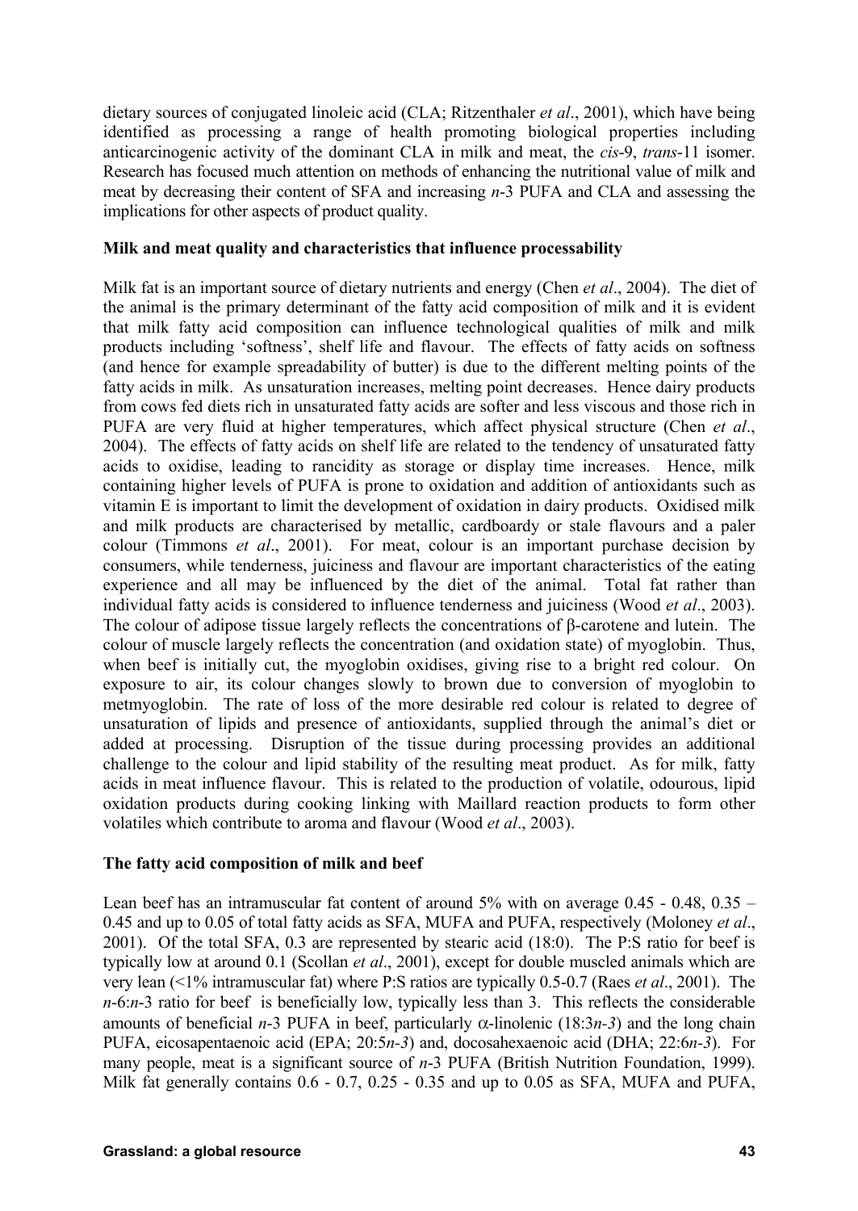dietary sources of conjugated linoleic acid (CLA; Ritzenthaler *et al*., 2001), which have being identified as processing a range of health promoting biological properties including anticarcinogenic activity of the dominant CLA in milk and meat, the *cis*-9, *trans*-11 isomer. Research has focused much attention on methods of enhancing the nutritional value of milk and meat by decreasing their content of SFA and increasing *n*-3 PUFA and CLA and assessing the implications for other aspects of product quality.

**Milk and meat quality and characteristics that influence processability**

Milk fat is an important source of dietary nutrients and energy (Chen *et al*., 2004). The diet of the animal is the primary determinant of the fatty acid composition of milk and it is evident that milk fatty acid composition can influence technological qualities of milk and milk products including 'softness', shelf life and flavour. The effects of fatty acids on softness (and hence for example spreadability of butter) is due to the different melting points of the fatty acids in milk. As unsaturation increases, melting point decreases. Hence dairy products from cows fed diets rich in unsaturated fatty acids are softer and less viscous and those rich in PUFA are very fluid at higher temperatures, which affect physical structure (Chen *et al*., 2004). The effects of fatty acids on shelf life are related to the tendency of unsaturated fatty acids to oxidise, leading to rancidity as storage or display time increases. Hence, milk containing higher levels of PUFA is prone to oxidation and addition of antioxidants such as vitamin E is important to limit the development of oxidation in dairy products. Oxidised milk and milk products are characterised by metallic, cardboardy or stale flavours and a paler colour (Timmons *et al*., 2001). For meat, colour is an important purchase decision by consumers, while tenderness, juiciness and flavour are important characteristics of the eating experience and all may be influenced by the diet of the animal. Total fat rather than individual fatty acids is considered to influence tenderness and juiciness (Wood *et al*., 2003). The colour of adipose tissue largely reflects the concentrations of β-carotene and lutein. The colour of muscle largely reflects the concentration (and oxidation state) of myoglobin. Thus, when beef is initially cut, the myoglobin oxidises, giving rise to a bright red colour. On exposure to air, its colour changes slowly to brown due to conversion of myoglobin to metmyoglobin. The rate of loss of the more desirable red colour is related to degree of unsaturation of lipids and presence of antioxidants, supplied through the animal's diet or added at processing. Disruption of the tissue during processing provides an additional challenge to the colour and lipid stability of the resulting meat product. As for milk, fatty acids in meat influence flavour. This is related to the production of volatile, odourous, lipid oxidation products during cooking linking with Maillard reaction products to form other volatiles which contribute to aroma and flavour (Wood *et al*., 2003).

**The fatty acid composition of milk and beef**

Lean beef has an intramuscular fat content of around 5% with on average 0.45 - 0.48, 0.35 – 0.45 and up to 0.05 of total fatty acids as SFA, MUFA and PUFA, respectively (Moloney *et al*., 2001). Of the total SFA, 0.3 are represented by stearic acid (18:0). The P:S ratio for beef is typically low at around 0.1 (Scollan *et al*., 2001), except for double muscled animals which are very lean (<1% intramuscular fat) where P:S ratios are typically 0.5-0.7 (Raes *et al*., 2001). The *n*-6:*n*-3 ratio for beef is beneficially low, typically less than 3. This reflects the considerable amounts of beneficial *n*-3 PUFA in beef, particularly α-linolenic (18:3*n-3*) and the long chain PUFA, eicosapentaenoic acid (EPA; 20:5*n-3*) and, docosahexaenoic acid (DHA; 22:6*n-3*). For many people, meat is a significant source of *n*-3 PUFA (British Nutrition Foundation, 1999). Milk fat generally contains 0.6 - 0.7, 0.25 - 0.35 and up to 0.05 as SFA, MUFA and PUFA,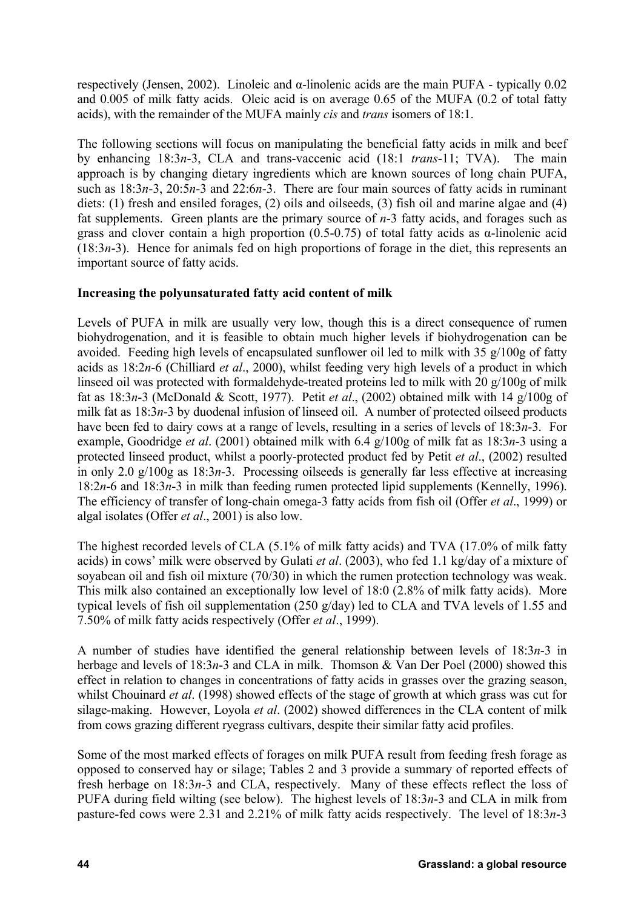respectively (Jensen, 2002). Linoleic and α-linolenic acids are the main PUFA - typically 0.02 and 0.005 of milk fatty acids. Oleic acid is on average 0.65 of the MUFA (0.2 of total fatty acids), with the remainder of the MUFA mainly *cis* and *trans* isomers of 18:1.

The following sections will focus on manipulating the beneficial fatty acids in milk and beef by enhancing 18:3*n*-3, CLA and trans-vaccenic acid (18:1 *trans*-11; TVA). The main approach is by changing dietary ingredients which are known sources of long chain PUFA, such as 18:3*n*-3, 20:5*n*-3 and 22:6*n*-3. There are four main sources of fatty acids in ruminant diets: (1) fresh and ensiled forages, (2) oils and oilseeds, (3) fish oil and marine algae and (4) fat supplements. Green plants are the primary source of *n*-3 fatty acids, and forages such as grass and clover contain a high proportion (0.5-0.75) of total fatty acids as α-linolenic acid (18:3*n*-3). Hence for animals fed on high proportions of forage in the diet, this represents an important source of fatty acids.

**Increasing the polyunsaturated fatty acid content of milk**

Levels of PUFA in milk are usually very low, though this is a direct consequence of rumen biohydrogenation, and it is feasible to obtain much higher levels if biohydrogenation can be avoided. Feeding high levels of encapsulated sunflower oil led to milk with 35 g/100g of fatty acids as 18:2*n*-6 (Chilliard *et al*., 2000), whilst feeding very high levels of a product in which linseed oil was protected with formaldehyde-treated proteins led to milk with 20 g/100g of milk fat as 18:3*n*-3 (McDonald & Scott, 1977). Petit *et al*., (2002) obtained milk with 14 g/100g of milk fat as 18:3*n*-3 by duodenal infusion of linseed oil. A number of protected oilseed products have been fed to dairy cows at a range of levels, resulting in a series of levels of 18:3*n*-3. For example, Goodridge *et al*. (2001) obtained milk with 6.4 g/100g of milk fat as 18:3*n*-3 using a protected linseed product, whilst a poorly-protected product fed by Petit *et al*., (2002) resulted in only 2.0 g/100g as 18:3*n*-3. Processing oilseeds is generally far less effective at increasing 18:2*n*-6 and 18:3*n*-3 in milk than feeding rumen protected lipid supplements (Kennelly, 1996). The efficiency of transfer of long-chain omega-3 fatty acids from fish oil (Offer *et al*., 1999) or algal isolates (Offer *et al*., 2001) is also low.

The highest recorded levels of CLA (5.1% of milk fatty acids) and TVA (17.0% of milk fatty acids) in cows' milk were observed by Gulati *et al*. (2003), who fed 1.1 kg/day of a mixture of soyabean oil and fish oil mixture (70/30) in which the rumen protection technology was weak. This milk also contained an exceptionally low level of 18:0 (2.8% of milk fatty acids). More typical levels of fish oil supplementation (250 g/day) led to CLA and TVA levels of 1.55 and 7.50% of milk fatty acids respectively (Offer *et al*., 1999).

A number of studies have identified the general relationship between levels of 18:3*n*-3 in herbage and levels of 18:3*n*-3 and CLA in milk. Thomson & Van Der Poel (2000) showed this effect in relation to changes in concentrations of fatty acids in grasses over the grazing season, whilst Chouinard *et al*. (1998) showed effects of the stage of growth at which grass was cut for silage-making. However, Loyola *et al*. (2002) showed differences in the CLA content of milk from cows grazing different ryegrass cultivars, despite their similar fatty acid profiles.

Some of the most marked effects of forages on milk PUFA result from feeding fresh forage as opposed to conserved hay or silage; Tables 2 and 3 provide a summary of reported effects of fresh herbage on 18:3*n*-3 and CLA, respectively. Many of these effects reflect the loss of PUFA during field wilting (see below). The highest levels of 18:3*n*-3 and CLA in milk from pasture-fed cows were 2.31 and 2.21% of milk fatty acids respectively. The level of 18:3*n*-3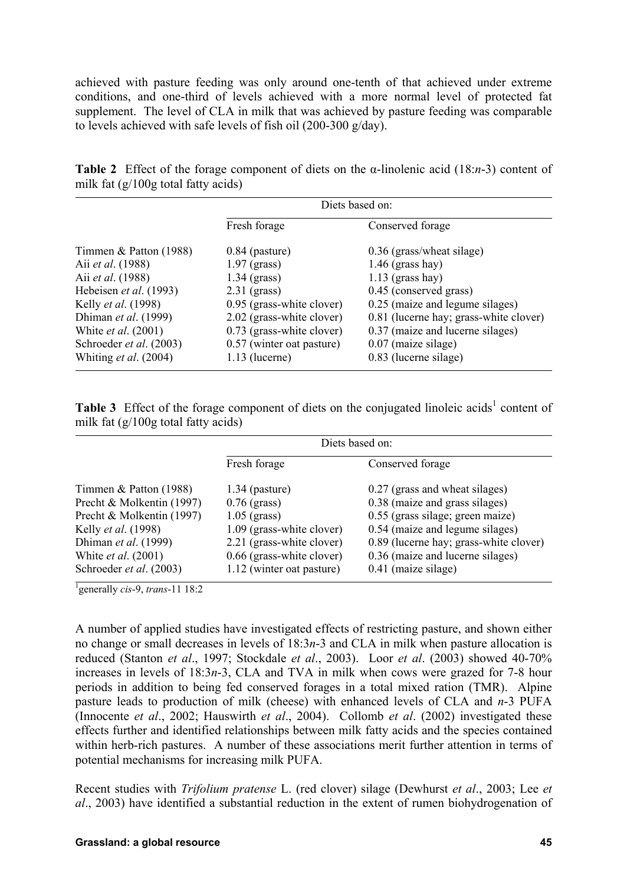achieved with pasture feeding was only around one-tenth of that achieved under extreme conditions, and one-third of levels achieved with a more normal level of protected fat supplement. The level of CLA in milk that was achieved by pasture feeding was comparable to levels achieved with safe levels of fish oil (200-300 g/day).

**Table 2** Effect of the forage component of diets on the α-linolenic acid (18:*n*-3) content of milk fat (g/100g total fatty acids)

| | Diets based on: | |
|---|---|---|
| | Fresh forage | Conserved forage |
| Timmen & Patton (1988) | 0.84 (pasture) | 0.36 (grass/wheat silage) |
| Aii *et al*. (1988) | 1.97 (grass) | 1.46 (grass hay) |
| Aii *et al*. (1988) | 1.34 (grass) | 1.13 (grass hay) |
| Hebeisen *et al*. (1993) | 2.31 (grass) | 0.45 (conserved grass) |
| Kelly *et al*. (1998) | 0.95 (grass-white clover) | 0.25 (maize and legume silages) |
| Dhiman *et al*. (1999) | 2.02 (grass-white clover) | 0.81 (lucerne hay; grass-white clover) |
| White *et al*. (2001) | 0.73 (grass-white clover) | 0.37 (maize and lucerne silages) |
| Schroeder *et al*. (2003) | 0.57 (winter oat pasture) | 0.07 (maize silage) |
| Whiting *et al*. (2004) | 1.13 (lucerne) | 0.83 (lucerne silage) |

**Table 3** Effect of the forage component of diets on the conjugated linoleic acids[1] content of milk fat (g/100g total fatty acids)

| | Diets based on: | |
|---|---|---|
| | Fresh forage | Conserved forage |
| Timmen & Patton (1988) | 1.34 (pasture) | 0.27 (grass and wheat silages) |
| Precht & Molkentin (1997) | 0.76 (grass) | 0.38 (maize and grass silages) |
| Precht & Molkentin (1997) | 1.05 (grass) | 0.55 (grass silage; green maize) |
| Kelly *et al*. (1998) | 1.09 (grass-white clover) | 0.54 (maize and legume silages) |
| Dhiman *et al*. (1999) | 2.21 (grass-white clover) | 0.89 (lucerne hay; grass-white clover) |
| White *et al*. (2001) | 0.66 (grass-white clover) | 0.36 (maize and lucerne silages) |
| Schroeder *et al*. (2003) | 1.12 (winter oat pasture) | 0.41 (maize silage) |

[1]generally *cis*-9, *trans*-11 18:2

A number of applied studies have investigated effects of restricting pasture, and shown either no change or small decreases in levels of 18:3*n*-3 and CLA in milk when pasture allocation is reduced (Stanton *et al*., 1997; Stockdale *et al*., 2003). Loor *et al*. (2003) showed 40-70% increases in levels of 18:3*n*-3, CLA and TVA in milk when cows were grazed for 7-8 hour periods in addition to being fed conserved forages in a total mixed ration (TMR). Alpine pasture leads to production of milk (cheese) with enhanced levels of CLA and *n*-3 PUFA (Innocente *et al*., 2002; Hauswirth *et al*., 2004). Collomb *et al*. (2002) investigated these effects further and identified relationships between milk fatty acids and the species contained within herb-rich pastures. A number of these associations merit further attention in terms of potential mechanisms for increasing milk PUFA.

Recent studies with *Trifolium pratense* L. (red clover) silage (Dewhurst *et al*., 2003; Lee *et al*., 2003) have identified a substantial reduction in the extent of rumen biohydrogenation of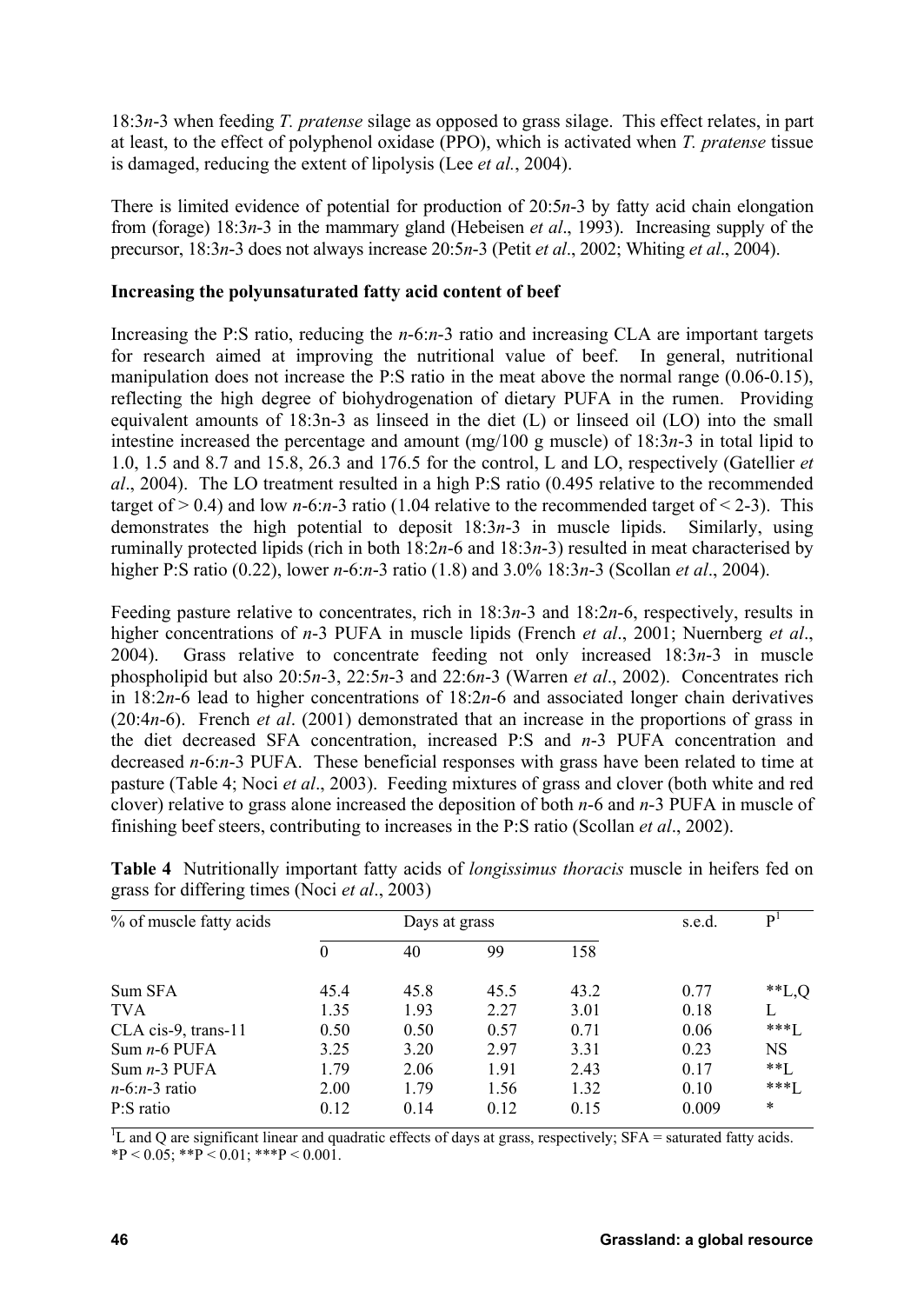18:3*n*-3 when feeding *T. pratense* silage as opposed to grass silage. This effect relates, in part at least, to the effect of polyphenol oxidase (PPO), which is activated when *T. pratense* tissue is damaged, reducing the extent of lipolysis (Lee *et al.*, 2004).

There is limited evidence of potential for production of 20:5*n*-3 by fatty acid chain elongation from (forage) 18:3*n*-3 in the mammary gland (Hebeisen *et al*., 1993). Increasing supply of the precursor, 18:3*n*-3 does not always increase 20:5*n*-3 (Petit *et al*., 2002; Whiting *et al*., 2004).

**Increasing the polyunsaturated fatty acid content of beef**

Increasing the P:S ratio, reducing the *n*-6:*n*-3 ratio and increasing CLA are important targets for research aimed at improving the nutritional value of beef. In general, nutritional manipulation does not increase the P:S ratio in the meat above the normal range (0.06-0.15), reflecting the high degree of biohydrogenation of dietary PUFA in the rumen. Providing equivalent amounts of 18:3n-3 as linseed in the diet (L) or linseed oil (LO) into the small intestine increased the percentage and amount (mg/100 g muscle) of 18:3*n*-3 in total lipid to 1.0, 1.5 and 8.7 and 15.8, 26.3 and 176.5 for the control, L and LO, respectively (Gatellier *et al*., 2004). The LO treatment resulted in a high P:S ratio (0.495 relative to the recommended target of > 0.4) and low *n*-6:*n*-3 ratio (1.04 relative to the recommended target of < 2-3). This demonstrates the high potential to deposit 18:3*n*-3 in muscle lipids. Similarly, using ruminally protected lipids (rich in both 18:2*n*-6 and 18:3*n*-3) resulted in meat characterised by higher P:S ratio (0.22), lower *n*-6:*n*-3 ratio (1.8) and 3.0% 18:3*n*-3 (Scollan *et al*., 2004).

Feeding pasture relative to concentrates, rich in 18:3*n*-3 and 18:2*n*-6, respectively, results in higher concentrations of *n*-3 PUFA in muscle lipids (French *et al*., 2001; Nuernberg *et al*., 2004). Grass relative to concentrate feeding not only increased 18:3*n*-3 in muscle phospholipid but also 20:5*n*-3, 22:5*n*-3 and 22:6*n*-3 (Warren *et al*., 2002). Concentrates rich in 18:2*n*-6 lead to higher concentrations of 18:2*n*-6 and associated longer chain derivatives (20:4*n*-6). French *et al*. (2001) demonstrated that an increase in the proportions of grass in the diet decreased SFA concentration, increased P:S and *n*-3 PUFA concentration and decreased *n*-6:*n*-3 PUFA. These beneficial responses with grass have been related to time at pasture (Table 4; Noci *et al*., 2003). Feeding mixtures of grass and clover (both white and red clover) relative to grass alone increased the deposition of both *n*-6 and *n*-3 PUFA in muscle of finishing beef steers, contributing to increases in the P:S ratio (Scollan *et al*., 2002).

**Table 4** Nutritionally important fatty acids of *longissimus thoracis* muscle in heifers fed on grass for differing times (Noci *et al*., 2003)

| % of muscle fatty acids | Days at grass | | | | s.e.d. | P[1] |
|---|---|---|---|---|---|---|
| | 0 | 40 | 99 | 158 | | |
| Sum SFA | 45.4 | 45.8 | 45.5 | 43.2 | 0.77 | **L,Q |
| TVA | 1.35 | 1.93 | 2.27 | 3.01 | 0.18 | L |
| CLA cis-9, trans-11 | 0.50 | 0.50 | 0.57 | 0.71 | 0.06 | ***L |
| Sum *n*-6 PUFA | 3.25 | 3.20 | 2.97 | 3.31 | 0.23 | NS |
| Sum *n*-3 PUFA | 1.79 | 2.06 | 1.91 | 2.43 | 0.17 | **L |
| *n*-6:*n*-3 ratio | 2.00 | 1.79 | 1.56 | 1.32 | 0.10 | ***L |
| P:S ratio | 0.12 | 0.14 | 0.12 | 0.15 | 0.009 | * |

[1]L and Q are significant linear and quadratic effects of days at grass, respectively; SFA = saturated fatty acids.
*$P < 0.05$; **$P < 0.01$; ***$P < 0.001$.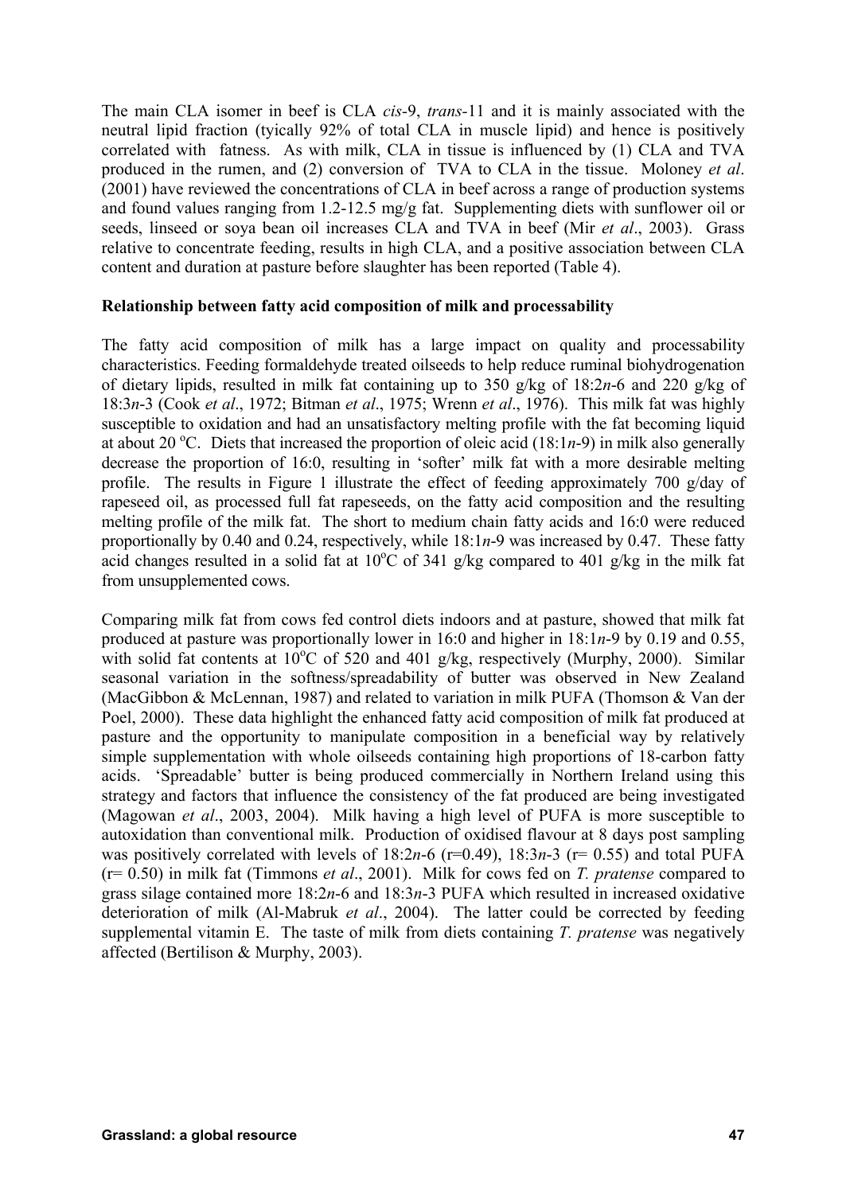The main CLA isomer in beef is CLA *cis*-9, *trans*-11 and it is mainly associated with the neutral lipid fraction (tyically 92% of total CLA in muscle lipid) and hence is positively correlated with fatness. As with milk, CLA in tissue is influenced by (1) CLA and TVA produced in the rumen, and (2) conversion of TVA to CLA in the tissue. Moloney *et al*. (2001) have reviewed the concentrations of CLA in beef across a range of production systems and found values ranging from 1.2-12.5 mg/g fat. Supplementing diets with sunflower oil or seeds, linseed or soya bean oil increases CLA and TVA in beef (Mir *et al*., 2003). Grass relative to concentrate feeding, results in high CLA, and a positive association between CLA content and duration at pasture before slaughter has been reported (Table 4).

**Relationship between fatty acid composition of milk and processability**

The fatty acid composition of milk has a large impact on quality and processability characteristics. Feeding formaldehyde treated oilseeds to help reduce ruminal biohydrogenation of dietary lipids, resulted in milk fat containing up to 350 g/kg of 18:2*n*-6 and 220 g/kg of 18:3*n*-3 (Cook *et al*., 1972; Bitman *et al*., 1975; Wrenn *et al*., 1976). This milk fat was highly susceptible to oxidation and had an unsatisfactory melting profile with the fat becoming liquid at about 20 °C. Diets that increased the proportion of oleic acid (18:1*n*-9) in milk also generally decrease the proportion of 16:0, resulting in 'softer' milk fat with a more desirable melting profile. The results in Figure 1 illustrate the effect of feeding approximately 700 g/day of rapeseed oil, as processed full fat rapeseeds, on the fatty acid composition and the resulting melting profile of the milk fat. The short to medium chain fatty acids and 16:0 were reduced proportionally by 0.40 and 0.24, respectively, while 18:1*n*-9 was increased by 0.47. These fatty acid changes resulted in a solid fat at 10°C of 341 g/kg compared to 401 g/kg in the milk fat from unsupplemented cows.

Comparing milk fat from cows fed control diets indoors and at pasture, showed that milk fat produced at pasture was proportionally lower in 16:0 and higher in 18:1*n*-9 by 0.19 and 0.55, with solid fat contents at 10°C of 520 and 401 g/kg, respectively (Murphy, 2000). Similar seasonal variation in the softness/spreadability of butter was observed in New Zealand (MacGibbon & McLennan, 1987) and related to variation in milk PUFA (Thomson & Van der Poel, 2000). These data highlight the enhanced fatty acid composition of milk fat produced at pasture and the opportunity to manipulate composition in a beneficial way by relatively simple supplementation with whole oilseeds containing high proportions of 18-carbon fatty acids. 'Spreadable' butter is being produced commercially in Northern Ireland using this strategy and factors that influence the consistency of the fat produced are being investigated (Magowan *et al*., 2003, 2004). Milk having a high level of PUFA is more susceptible to autoxidation than conventional milk. Production of oxidised flavour at 8 days post sampling was positively correlated with levels of 18:2*n*-6 ($r=0.49$), 18:3*n*-3 ($r= 0.55$) and total PUFA ($r= 0.50$) in milk fat (Timmons *et al*., 2001). Milk for cows fed on *T. pratense* compared to grass silage contained more 18:2*n*-6 and 18:3*n*-3 PUFA which resulted in increased oxidative deterioration of milk (Al-Mabruk *et al*., 2004). The latter could be corrected by feeding supplemental vitamin E. The taste of milk from diets containing *T. pratense* was negatively affected (Bertilison & Murphy, 2003).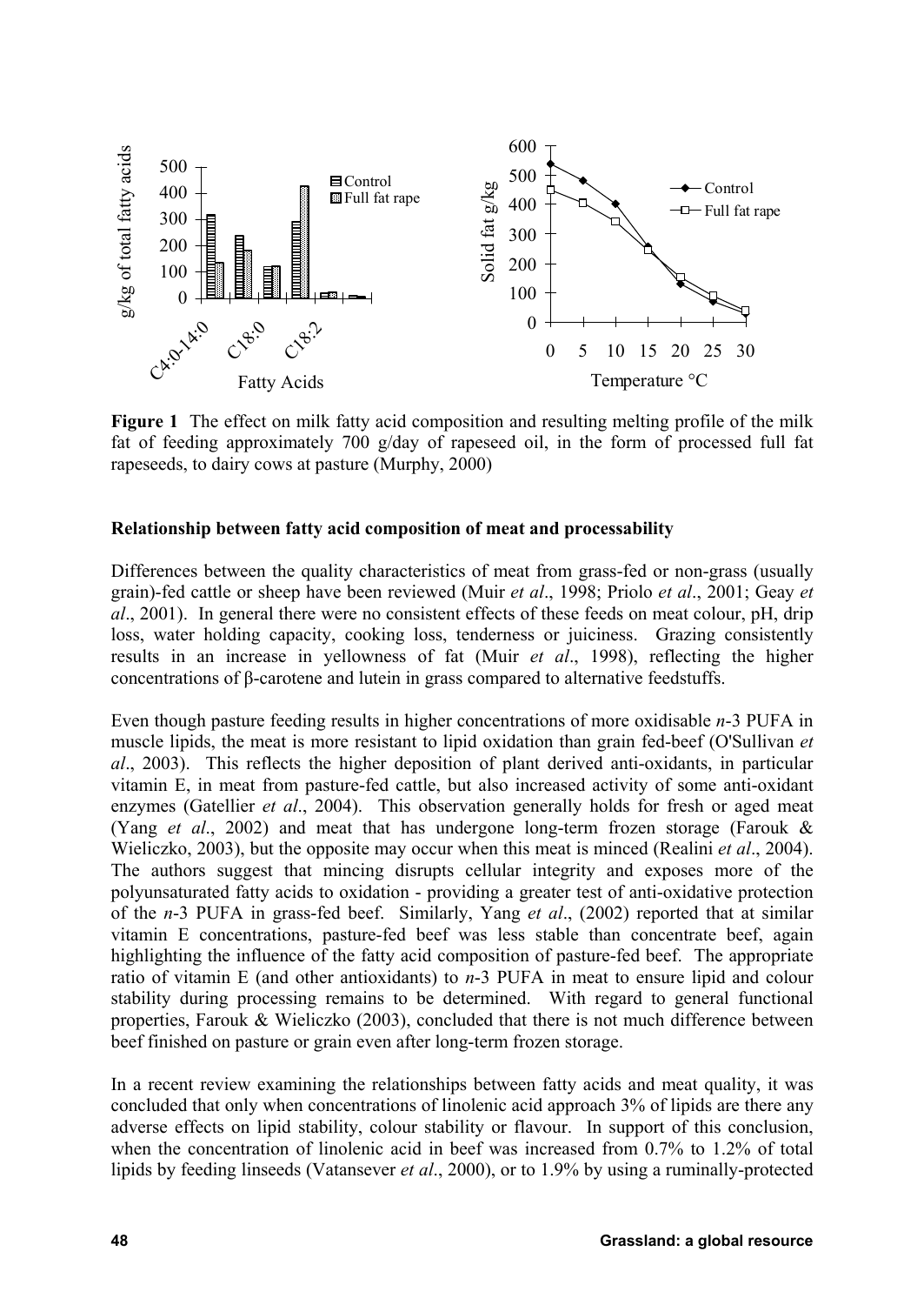**Figure 1** The effect on milk fatty acid composition and resulting melting profile of the milk fat of feeding approximately 700 g/day of rapeseed oil, in the form of processed full fat rapeseeds, to dairy cows at pasture (Murphy, 2000)

## Relationship between fatty acid composition of meat and processability

Differences between the quality characteristics of meat from grass-fed or non-grass (usually grain)-fed cattle or sheep have been reviewed (Muir *et al*., 1998; Priolo *et al*., 2001; Geay *et al*., 2001). In general there were no consistent effects of these feeds on meat colour, pH, drip loss, water holding capacity, cooking loss, tenderness or juiciness. Grazing consistently results in an increase in yellowness of fat (Muir *et al*., 1998), reflecting the higher concentrations of β-carotene and lutein in grass compared to alternative feedstuffs.

Even though pasture feeding results in higher concentrations of more oxidisable *n*-3 PUFA in muscle lipids, the meat is more resistant to lipid oxidation than grain fed-beef (O'Sullivan *et al*., 2003). This reflects the higher deposition of plant derived anti-oxidants, in particular vitamin E, in meat from pasture-fed cattle, but also increased activity of some anti-oxidant enzymes (Gatellier *et al*., 2004). This observation generally holds for fresh or aged meat (Yang *et al*., 2002) and meat that has undergone long-term frozen storage (Farouk & Wieliczko, 2003), but the opposite may occur when this meat is minced (Realini *et al*., 2004). The authors suggest that mincing disrupts cellular integrity and exposes more of the polyunsaturated fatty acids to oxidation - providing a greater test of anti-oxidative protection of the *n*-3 PUFA in grass-fed beef. Similarly, Yang *et al*., (2002) reported that at similar vitamin E concentrations, pasture-fed beef was less stable than concentrate beef, again highlighting the influence of the fatty acid composition of pasture-fed beef. The appropriate ratio of vitamin E (and other antioxidants) to *n*-3 PUFA in meat to ensure lipid and colour stability during processing remains to be determined. With regard to general functional properties, Farouk & Wieliczko (2003), concluded that there is not much difference between beef finished on pasture or grain even after long-term frozen storage.

In a recent review examining the relationships between fatty acids and meat quality, it was concluded that only when concentrations of linolenic acid approach 3% of lipids are there any adverse effects on lipid stability, colour stability or flavour. In support of this conclusion, when the concentration of linolenic acid in beef was increased from 0.7% to 1.2% of total lipids by feeding linseeds (Vatansever *et al*., 2000), or to 1.9% by using a ruminally-protected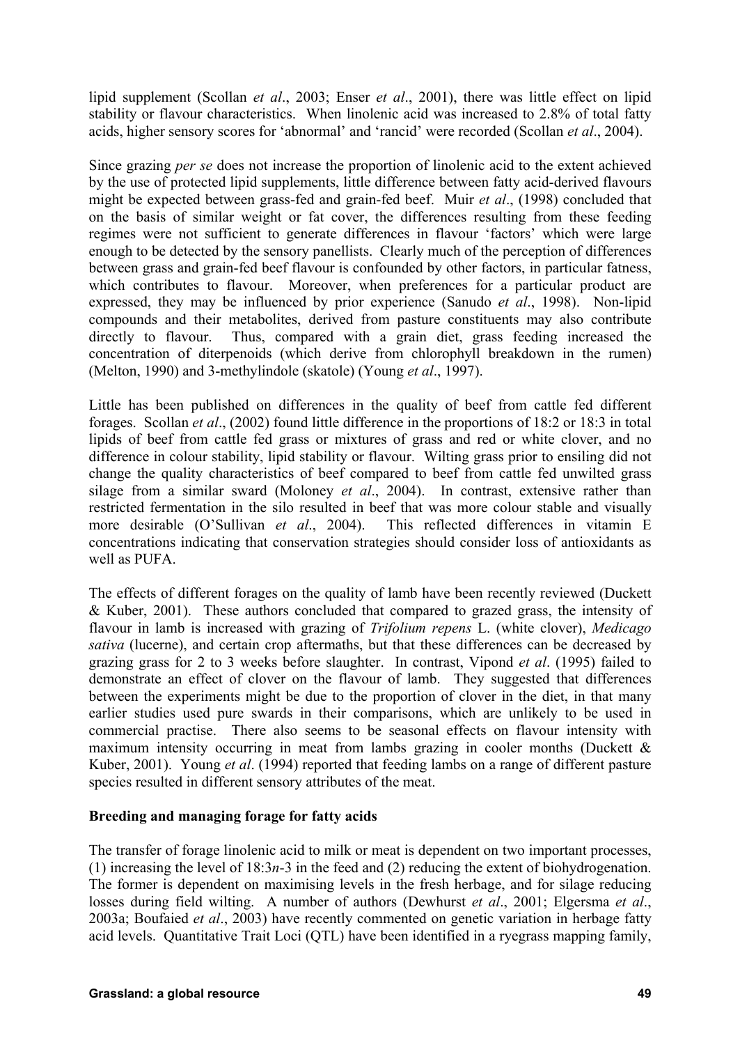lipid supplement (Scollan *et al*., 2003; Enser *et al*., 2001), there was little effect on lipid stability or flavour characteristics. When linolenic acid was increased to 2.8% of total fatty acids, higher sensory scores for 'abnormal' and 'rancid' were recorded (Scollan *et al*., 2004).

Since grazing *per se* does not increase the proportion of linolenic acid to the extent achieved by the use of protected lipid supplements, little difference between fatty acid-derived flavours might be expected between grass-fed and grain-fed beef. Muir *et al*., (1998) concluded that on the basis of similar weight or fat cover, the differences resulting from these feeding regimes were not sufficient to generate differences in flavour 'factors' which were large enough to be detected by the sensory panellists. Clearly much of the perception of differences between grass and grain-fed beef flavour is confounded by other factors, in particular fatness, which contributes to flavour. Moreover, when preferences for a particular product are expressed, they may be influenced by prior experience (Sanudo *et al*., 1998). Non-lipid compounds and their metabolites, derived from pasture constituents may also contribute directly to flavour. Thus, compared with a grain diet, grass feeding increased the concentration of diterpenoids (which derive from chlorophyll breakdown in the rumen) (Melton, 1990) and 3-methylindole (skatole) (Young *et al*., 1997).

Little has been published on differences in the quality of beef from cattle fed different forages. Scollan *et al*., (2002) found little difference in the proportions of 18:2 or 18:3 in total lipids of beef from cattle fed grass or mixtures of grass and red or white clover, and no difference in colour stability, lipid stability or flavour. Wilting grass prior to ensiling did not change the quality characteristics of beef compared to beef from cattle fed unwilted grass silage from a similar sward (Moloney *et al*., 2004). In contrast, extensive rather than restricted fermentation in the silo resulted in beef that was more colour stable and visually more desirable (O'Sullivan *et al*., 2004). This reflected differences in vitamin E concentrations indicating that conservation strategies should consider loss of antioxidants as well as PUFA.

The effects of different forages on the quality of lamb have been recently reviewed (Duckett & Kuber, 2001). These authors concluded that compared to grazed grass, the intensity of flavour in lamb is increased with grazing of *Trifolium repens* L. (white clover), *Medicago sativa* (lucerne), and certain crop aftermaths, but that these differences can be decreased by grazing grass for 2 to 3 weeks before slaughter. In contrast, Vipond *et al*. (1995) failed to demonstrate an effect of clover on the flavour of lamb. They suggested that differences between the experiments might be due to the proportion of clover in the diet, in that many earlier studies used pure swards in their comparisons, which are unlikely to be used in commercial practise. There also seems to be seasonal effects on flavour intensity with maximum intensity occurring in meat from lambs grazing in cooler months (Duckett & Kuber, 2001). Young *et al*. (1994) reported that feeding lambs on a range of different pasture species resulted in different sensory attributes of the meat.

**Breeding and managing forage for fatty acids**

The transfer of forage linolenic acid to milk or meat is dependent on two important processes, (1) increasing the level of 18:3*n*-3 in the feed and (2) reducing the extent of biohydrogenation. The former is dependent on maximising levels in the fresh herbage, and for silage reducing losses during field wilting. A number of authors (Dewhurst *et al*., 2001; Elgersma *et al*., 2003a; Boufaied *et al*., 2003) have recently commented on genetic variation in herbage fatty acid levels. Quantitative Trait Loci (QTL) have been identified in a ryegrass mapping family,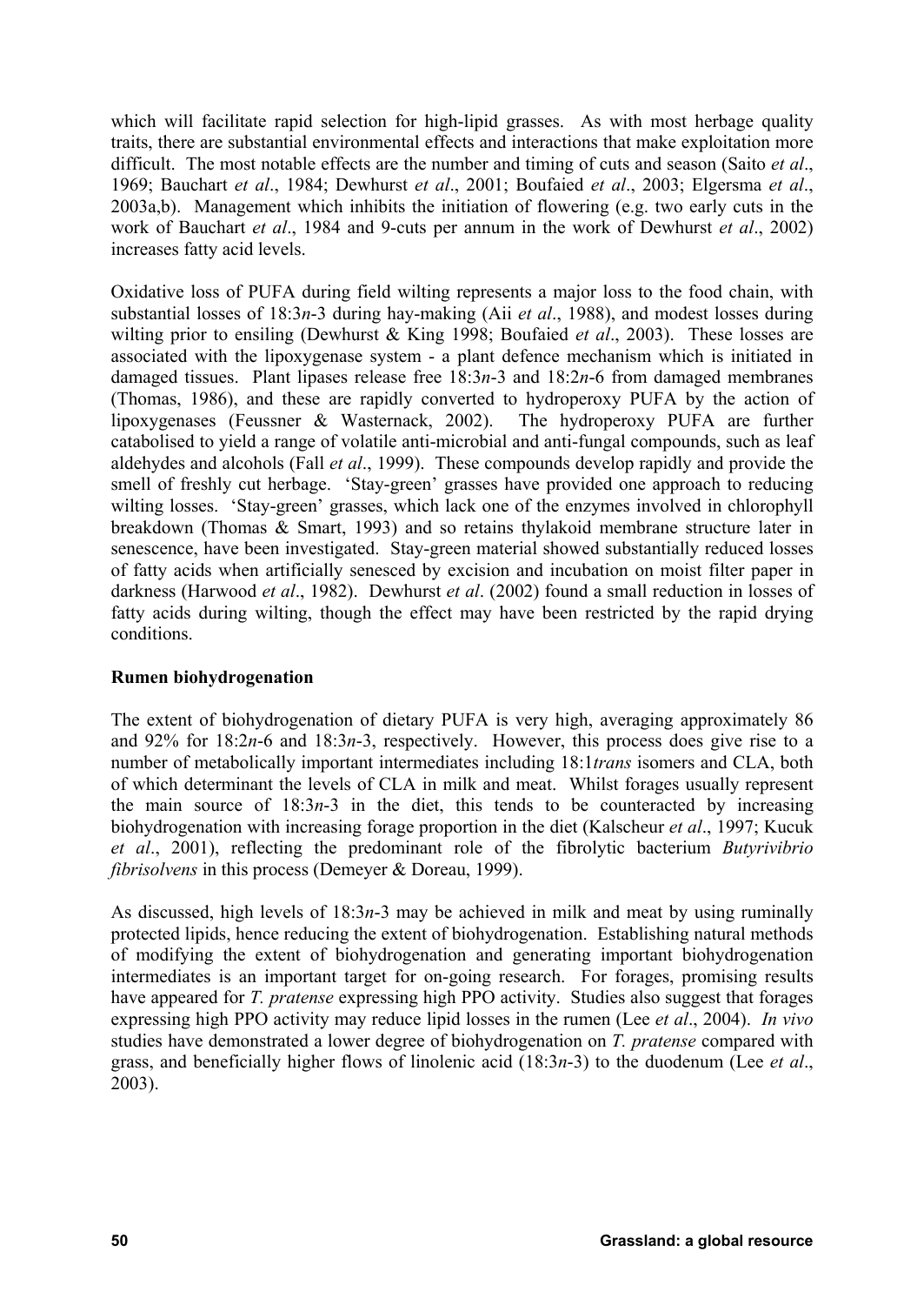which will facilitate rapid selection for high-lipid grasses. As with most herbage quality traits, there are substantial environmental effects and interactions that make exploitation more difficult. The most notable effects are the number and timing of cuts and season (Saito *et al*., 1969; Bauchart *et al*., 1984; Dewhurst *et al*., 2001; Boufaied *et al*., 2003; Elgersma *et al*., 2003a,b). Management which inhibits the initiation of flowering (e.g. two early cuts in the work of Bauchart *et al*., 1984 and 9-cuts per annum in the work of Dewhurst *et al*., 2002) increases fatty acid levels.

Oxidative loss of PUFA during field wilting represents a major loss to the food chain, with substantial losses of 18:3*n*-3 during hay-making (Aii *et al*., 1988), and modest losses during wilting prior to ensiling (Dewhurst & King 1998; Boufaied *et al*., 2003). These losses are associated with the lipoxygenase system - a plant defence mechanism which is initiated in damaged tissues. Plant lipases release free 18:3*n*-3 and 18:2*n*-6 from damaged membranes (Thomas, 1986), and these are rapidly converted to hydroperoxy PUFA by the action of lipoxygenases (Feussner & Wasternack, 2002). The hydroperoxy PUFA are further catabolised to yield a range of volatile anti-microbial and anti-fungal compounds, such as leaf aldehydes and alcohols (Fall *et al*., 1999). These compounds develop rapidly and provide the smell of freshly cut herbage. 'Stay-green' grasses have provided one approach to reducing wilting losses. 'Stay-green' grasses, which lack one of the enzymes involved in chlorophyll breakdown (Thomas & Smart, 1993) and so retains thylakoid membrane structure later in senescence, have been investigated. Stay-green material showed substantially reduced losses of fatty acids when artificially senesced by excision and incubation on moist filter paper in darkness (Harwood *et al*., 1982). Dewhurst *et al*. (2002) found a small reduction in losses of fatty acids during wilting, though the effect may have been restricted by the rapid drying conditions.

**Rumen biohydrogenation**

The extent of biohydrogenation of dietary PUFA is very high, averaging approximately 86 and 92% for 18:2*n*-6 and 18:3*n*-3, respectively. However, this process does give rise to a number of metabolically important intermediates including 18:1*trans* isomers and CLA, both of which determinant the levels of CLA in milk and meat. Whilst forages usually represent the main source of 18:3*n*-3 in the diet, this tends to be counteracted by increasing biohydrogenation with increasing forage proportion in the diet (Kalscheur *et al*., 1997; Kucuk *et al*., 2001), reflecting the predominant role of the fibrolytic bacterium *Butyrivibrio fibrisolvens* in this process (Demeyer & Doreau, 1999).

As discussed, high levels of 18:3*n*-3 may be achieved in milk and meat by using ruminally protected lipids, hence reducing the extent of biohydrogenation. Establishing natural methods of modifying the extent of biohydrogenation and generating important biohydrogenation intermediates is an important target for on-going research. For forages, promising results have appeared for *T. pratense* expressing high PPO activity. Studies also suggest that forages expressing high PPO activity may reduce lipid losses in the rumen (Lee *et al*., 2004). *In vivo* studies have demonstrated a lower degree of biohydrogenation on *T. pratense* compared with grass, and beneficially higher flows of linolenic acid (18:3*n*-3) to the duodenum (Lee *et al*., 2003).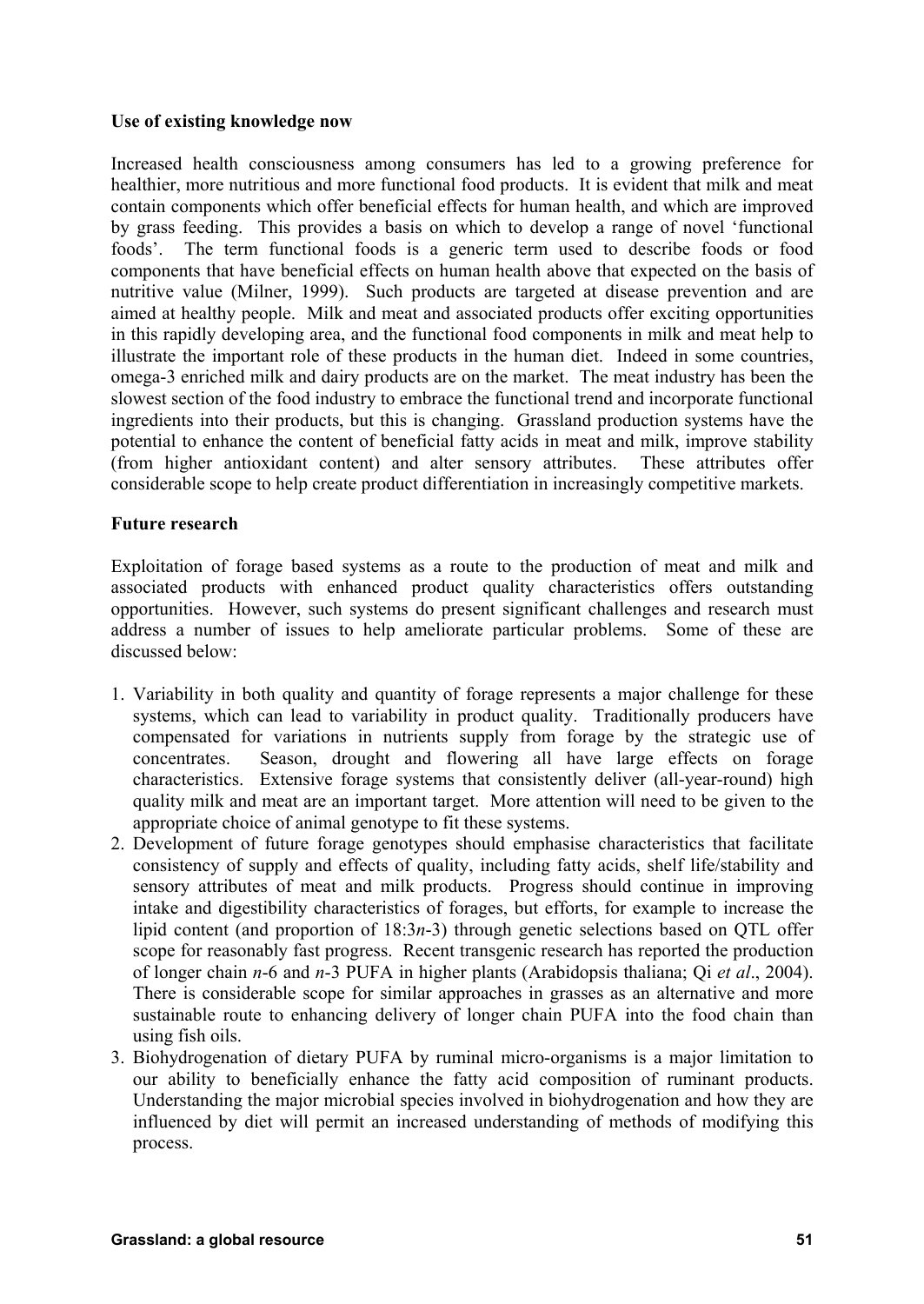**Use of existing knowledge now**

Increased health consciousness among consumers has led to a growing preference for healthier, more nutritious and more functional food products. It is evident that milk and meat contain components which offer beneficial effects for human health, and which are improved by grass feeding. This provides a basis on which to develop a range of novel 'functional foods'. The term functional foods is a generic term used to describe foods or food components that have beneficial effects on human health above that expected on the basis of nutritive value (Milner, 1999). Such products are targeted at disease prevention and are aimed at healthy people. Milk and meat and associated products offer exciting opportunities in this rapidly developing area, and the functional food components in milk and meat help to illustrate the important role of these products in the human diet. Indeed in some countries, omega-3 enriched milk and dairy products are on the market. The meat industry has been the slowest section of the food industry to embrace the functional trend and incorporate functional ingredients into their products, but this is changing. Grassland production systems have the potential to enhance the content of beneficial fatty acids in meat and milk, improve stability (from higher antioxidant content) and alter sensory attributes. These attributes offer considerable scope to help create product differentiation in increasingly competitive markets.

**Future research**

Exploitation of forage based systems as a route to the production of meat and milk and associated products with enhanced product quality characteristics offers outstanding opportunities. However, such systems do present significant challenges and research must address a number of issues to help ameliorate particular problems. Some of these are discussed below:

1. Variability in both quality and quantity of forage represents a major challenge for these systems, which can lead to variability in product quality. Traditionally producers have compensated for variations in nutrients supply from forage by the strategic use of concentrates. Season, drought and flowering all have large effects on forage characteristics. Extensive forage systems that consistently deliver (all-year-round) high quality milk and meat are an important target. More attention will need to be given to the appropriate choice of animal genotype to fit these systems.
2. Development of future forage genotypes should emphasise characteristics that facilitate consistency of supply and effects of quality, including fatty acids, shelf life/stability and sensory attributes of meat and milk products. Progress should continue in improving intake and digestibility characteristics of forages, but efforts, for example to increase the lipid content (and proportion of 18:3*n*-3) through genetic selections based on QTL offer scope for reasonably fast progress. Recent transgenic research has reported the production of longer chain *n*-6 and *n*-3 PUFA in higher plants (Arabidopsis thaliana; Qi *et al*., 2004). There is considerable scope for similar approaches in grasses as an alternative and more sustainable route to enhancing delivery of longer chain PUFA into the food chain than using fish oils.
3. Biohydrogenation of dietary PUFA by ruminal micro-organisms is a major limitation to our ability to beneficially enhance the fatty acid composition of ruminant products. Understanding the major microbial species involved in biohydrogenation and how they are influenced by diet will permit an increased understanding of methods of modifying this process.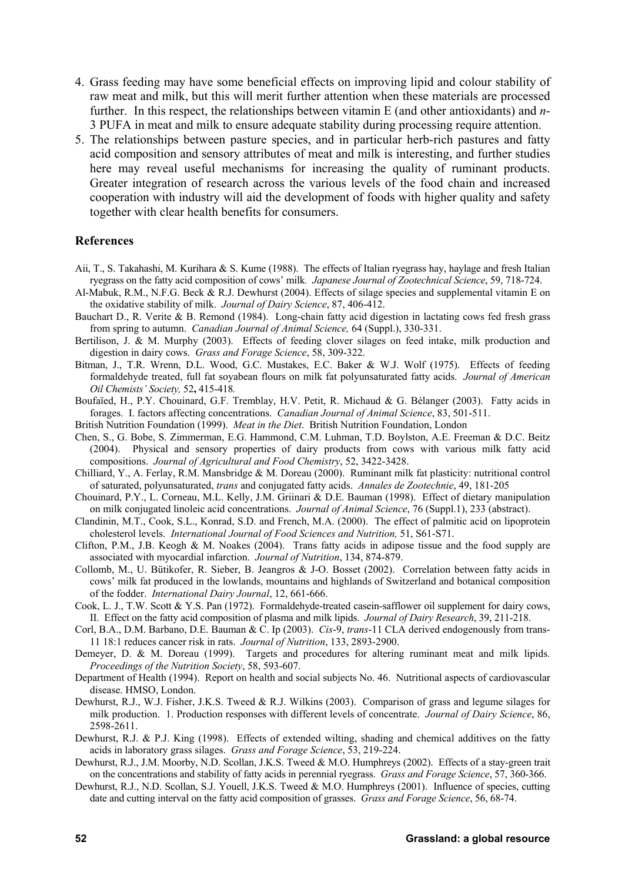4. Grass feeding may have some beneficial effects on improving lipid and colour stability of raw meat and milk, but this will merit further attention when these materials are processed further. In this respect, the relationships between vitamin E (and other antioxidants) and *n*-3 PUFA in meat and milk to ensure adequate stability during processing require attention.
5. The relationships between pasture species, and in particular herb-rich pastures and fatty acid composition and sensory attributes of meat and milk is interesting, and further studies here may reveal useful mechanisms for increasing the quality of ruminant products. Greater integration of research across the various levels of the food chain and increased cooperation with industry will aid the development of foods with higher quality and safety together with clear health benefits for consumers.

## References

Aii, T., S. Takahashi, M. Kurihara & S. Kume (1988). The effects of Italian ryegrass hay, haylage and fresh Italian ryegrass on the fatty acid composition of cows' milk. *Japanese Journal of Zootechnical Science*, 59, 718-724.

Al-Mabuk, R.M., N.F.G. Beck & R.J. Dewhurst (2004). Effects of silage species and supplemental vitamin E on the oxidative stability of milk. *Journal of Dairy Science*, 87, 406-412.

Bauchart D., R. Verite & B. Remond (1984). Long-chain fatty acid digestion in lactating cows fed fresh grass from spring to autumn. *Canadian Journal of Animal Science,* 64 (Suppl.), 330-331.

Bertilison, J. & M. Murphy (2003). Effects of feeding clover silages on feed intake, milk production and digestion in dairy cows. *Grass and Forage Science*, 58, 309-322.

Bitman, J., T.R. Wrenn, D.L. Wood, G.C. Mustakes, E.C. Baker & W.J. Wolf (1975). Effects of feeding formaldehyde treated, full fat soyabean flours on milk fat polyunsaturated fatty acids. *Journal of American Oil Chemists' Society,* 52**,** 415-418*.*

Boufaïed, H., P.Y. Chouinard, G.F. Tremblay, H.V. Petit, R. Michaud & G. Bélanger (2003). Fatty acids in forages. I. factors affecting concentrations. *Canadian Journal of Animal Science*, 83, 501-511.

British Nutrition Foundation (1999). *Meat in the Diet*. British Nutrition Foundation, London

Chen, S., G. Bobe, S. Zimmerman, E.G. Hammond, C.M. Luhman, T.D. Boylston, A.E. Freeman & D.C. Beitz (2004). Physical and sensory properties of dairy products from cows with various milk fatty acid compositions. *Journal of Agricultural and Food Chemistry*, 52, 3422-3428.

Chilliard, Y., A. Ferlay, R.M. Mansbridge & M. Doreau (2000). Ruminant milk fat plasticity: nutritional control of saturated, polyunsaturated, *trans* and conjugated fatty acids. *Annales de Zootechnie*, 49, 181-205

Chouinard, P.Y., L. Corneau, M.L. Kelly, J.M. Griinari & D.E. Bauman (1998). Effect of dietary manipulation on milk conjugated linoleic acid concentrations. *Journal of Animal Science*, 76 (Suppl.1), 233 (abstract).

Clandinin, M.T., Cook, S.L., Konrad, S.D. and French, M.A. (2000). The effect of palmitic acid on lipoprotein cholesterol levels. *International Journal of Food Sciences and Nutrition,* 51, S61-S71.

Clifton, P.M., J.B. Keogh & M. Noakes (2004). Trans fatty acids in adipose tissue and the food supply are associated with myocardial infarction. *Journal of Nutrition*, 134, 874-879.

Collomb, M., U. Bütikofer, R. Sieber, B. Jeangros & J-O. Bosset (2002). Correlation between fatty acids in cows' milk fat produced in the lowlands, mountains and highlands of Switzerland and botanical composition of the fodder. *International Dairy Journal*, 12, 661-666.

Cook, L. J., T.W. Scott & Y.S. Pan (1972). Formaldehyde-treated casein-safflower oil supplement for dairy cows, II. Effect on the fatty acid composition of plasma and milk lipids. *Journal of Dairy Research*, 39, 211-218.

Corl, B.A., D.M. Barbano, D.E. Bauman & C. Ip (2003). *Cis*-9, *trans*-11 CLA derived endogenously from trans-11 18:1 reduces cancer risk in rats. *Journal of Nutrition*, 133, 2893-2900.

Demeyer, D. & M. Doreau (1999). Targets and procedures for altering ruminant meat and milk lipids. *Proceedings of the Nutrition Society*, 58, 593-607.

Department of Health (1994). Report on health and social subjects No. 46. Nutritional aspects of cardiovascular disease. HMSO, London.

Dewhurst, R.J., W.J. Fisher, J.K.S. Tweed & R.J. Wilkins (2003). Comparison of grass and legume silages for milk production. 1. Production responses with different levels of concentrate. *Journal of Dairy Science*, 86, 2598-2611.

Dewhurst, R.J. & P.J. King (1998). Effects of extended wilting, shading and chemical additives on the fatty acids in laboratory grass silages. *Grass and Forage Science*, 53, 219-224.

Dewhurst, R.J., J.M. Moorby, N.D. Scollan, J.K.S. Tweed & M.O. Humphreys (2002). Effects of a stay-green trait on the concentrations and stability of fatty acids in perennial ryegrass. *Grass and Forage Science*, 57, 360-366.

Dewhurst, R.J., N.D. Scollan, S.J. Youell, J.K.S. Tweed & M.O. Humphreys (2001). Influence of species, cutting date and cutting interval on the fatty acid composition of grasses. *Grass and Forage Science*, 56, 68-74.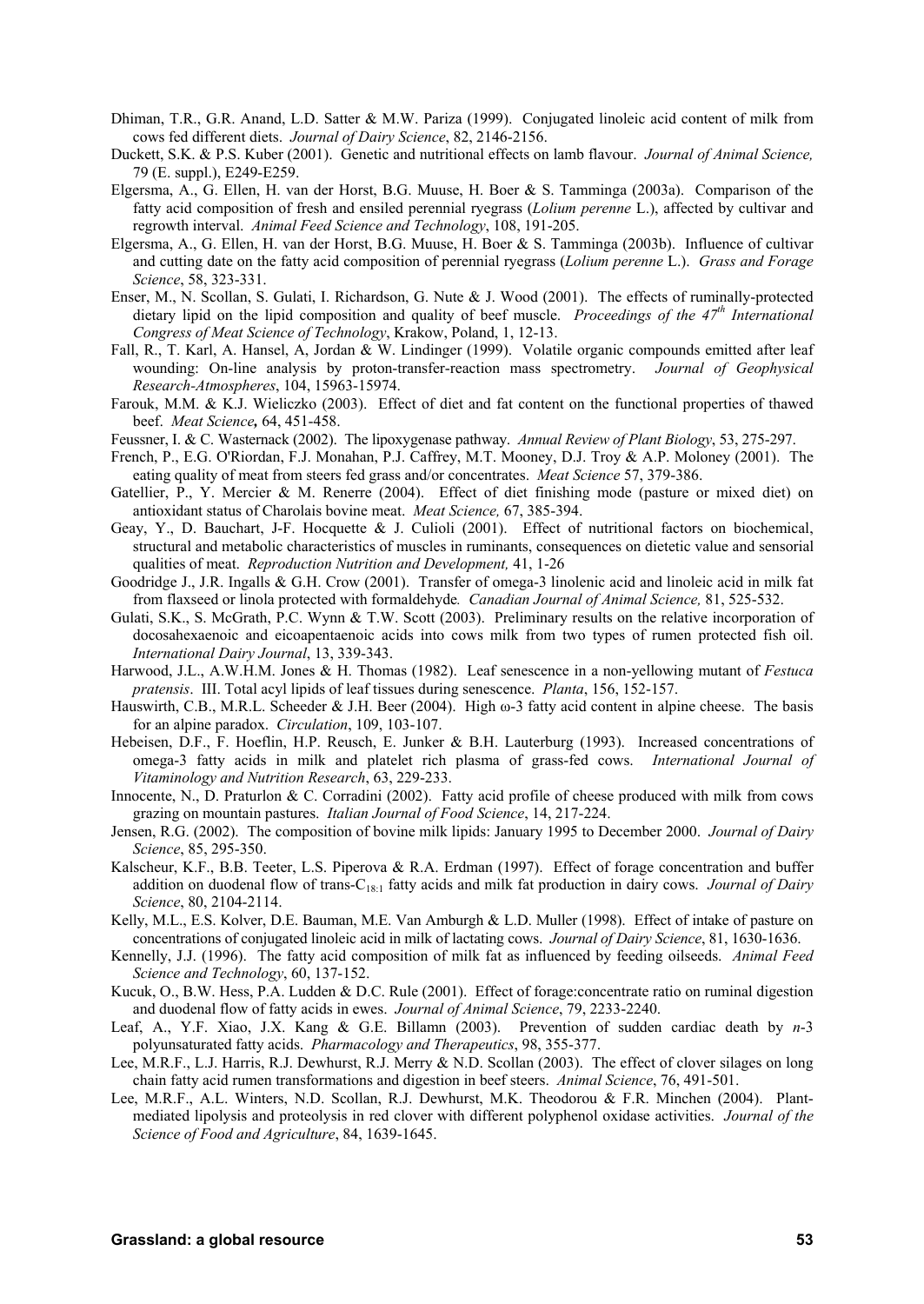Dhiman, T.R., G.R. Anand, L.D. Satter & M.W. Pariza (1999). Conjugated linoleic acid content of milk from cows fed different diets. *Journal of Dairy Science*, 82, 2146-2156.

Duckett, S.K. & P.S. Kuber (2001). Genetic and nutritional effects on lamb flavour. *Journal of Animal Science,* 79 (E. suppl.), E249-E259.

Elgersma, A., G. Ellen, H. van der Horst, B.G. Muuse, H. Boer & S. Tamminga (2003a). Comparison of the fatty acid composition of fresh and ensiled perennial ryegrass (*Lolium perenne* L.), affected by cultivar and regrowth interval. *Animal Feed Science and Technology*, 108, 191-205.

Elgersma, A., G. Ellen, H. van der Horst, B.G. Muuse, H. Boer & S. Tamminga (2003b). Influence of cultivar and cutting date on the fatty acid composition of perennial ryegrass (*Lolium perenne* L.). *Grass and Forage Science*, 58, 323-331.

Enser, M., N. Scollan, S. Gulati, I. Richardson, G. Nute & J. Wood (2001). The effects of ruminally-protected dietary lipid on the lipid composition and quality of beef muscle. *Proceedings of the 47th International Congress of Meat Science of Technology*, Krakow, Poland, 1, 12-13.

Fall, R., T. Karl, A. Hansel, A, Jordan & W. Lindinger (1999). Volatile organic compounds emitted after leaf wounding: On-line analysis by proton-transfer-reaction mass spectrometry. *Journal of Geophysical Research-Atmospheres*, 104, 15963-15974.

Farouk, M.M. & K.J. Wieliczko (2003). Effect of diet and fat content on the functional properties of thawed beef. *Meat Science,* 64, 451-458.

Feussner, I. & C. Wasternack (2002). The lipoxygenase pathway. *Annual Review of Plant Biology*, 53, 275-297.

French, P., E.G. O'Riordan, F.J. Monahan, P.J. Caffrey, M.T. Mooney, D.J. Troy & A.P. Moloney (2001). The eating quality of meat from steers fed grass and/or concentrates. *Meat Science* 57, 379-386.

Gatellier, P., Y. Mercier & M. Renerre (2004). Effect of diet finishing mode (pasture or mixed diet) on antioxidant status of Charolais bovine meat. *Meat Science,* 67, 385-394.

Geay, Y., D. Bauchart, J-F. Hocquette & J. Culioli (2001). Effect of nutritional factors on biochemical, structural and metabolic characteristics of muscles in ruminants, consequences on dietetic value and sensorial qualities of meat. *Reproduction Nutrition and Development,* 41, 1-26

Goodridge J., J.R. Ingalls & G.H. Crow (2001). Transfer of omega-3 linolenic acid and linoleic acid in milk fat from flaxseed or linola protected with formaldehyde*. Canadian Journal of Animal Science,* 81, 525-532.

Gulati, S.K., S. McGrath, P.C. Wynn & T.W. Scott (2003). Preliminary results on the relative incorporation of docosahexaenoic and eicoapentaenoic acids into cows milk from two types of rumen protected fish oil. *International Dairy Journal*, 13, 339-343.

Harwood, J.L., A.W.H.M. Jones & H. Thomas (1982). Leaf senescence in a non-yellowing mutant of *Festuca pratensis*. III. Total acyl lipids of leaf tissues during senescence. *Planta*, 156, 152-157.

Hauswirth, C.B., M.R.L. Scheeder & J.H. Beer (2004). High ω-3 fatty acid content in alpine cheese. The basis for an alpine paradox. *Circulation*, 109, 103-107.

Hebeisen, D.F., F. Hoeflin, H.P. Reusch, E. Junker & B.H. Lauterburg (1993). Increased concentrations of omega-3 fatty acids in milk and platelet rich plasma of grass-fed cows. *International Journal of Vitaminology and Nutrition Research*, 63, 229-233.

Innocente, N., D. Praturlon & C. Corradini (2002). Fatty acid profile of cheese produced with milk from cows grazing on mountain pastures. *Italian Journal of Food Science*, 14, 217-224.

Jensen, R.G. (2002). The composition of bovine milk lipids: January 1995 to December 2000. *Journal of Dairy Science*, 85, 295-350.

Kalscheur, K.F., B.B. Teeter, L.S. Piperova & R.A. Erdman (1997). Effect of forage concentration and buffer addition on duodenal flow of trans-$C_{18:1}$ fatty acids and milk fat production in dairy cows. *Journal of Dairy Science*, 80, 2104-2114.

Kelly, M.L., E.S. Kolver, D.E. Bauman, M.E. Van Amburgh & L.D. Muller (1998). Effect of intake of pasture on concentrations of conjugated linoleic acid in milk of lactating cows. *Journal of Dairy Science*, 81, 1630-1636.

Kennelly, J.J. (1996). The fatty acid composition of milk fat as influenced by feeding oilseeds. *Animal Feed Science and Technology*, 60, 137-152.

Kucuk, O., B.W. Hess, P.A. Ludden & D.C. Rule (2001). Effect of forage:concentrate ratio on ruminal digestion and duodenal flow of fatty acids in ewes. *Journal of Animal Science*, 79, 2233-2240.

Leaf, A., Y.F. Xiao, J.X. Kang & G.E. Billamn (2003). Prevention of sudden cardiac death by *n*-3 polyunsaturated fatty acids. *Pharmacology and Therapeutics*, 98, 355-377.

Lee, M.R.F., L.J. Harris, R.J. Dewhurst, R.J. Merry & N.D. Scollan (2003). The effect of clover silages on long chain fatty acid rumen transformations and digestion in beef steers. *Animal Science*, 76, 491-501.

Lee, M.R.F., A.L. Winters, N.D. Scollan, R.J. Dewhurst, M.K. Theodorou & F.R. Minchen (2004). Plant-mediated lipolysis and proteolysis in red clover with different polyphenol oxidase activities. *Journal of the Science of Food and Agriculture*, 84, 1639-1645.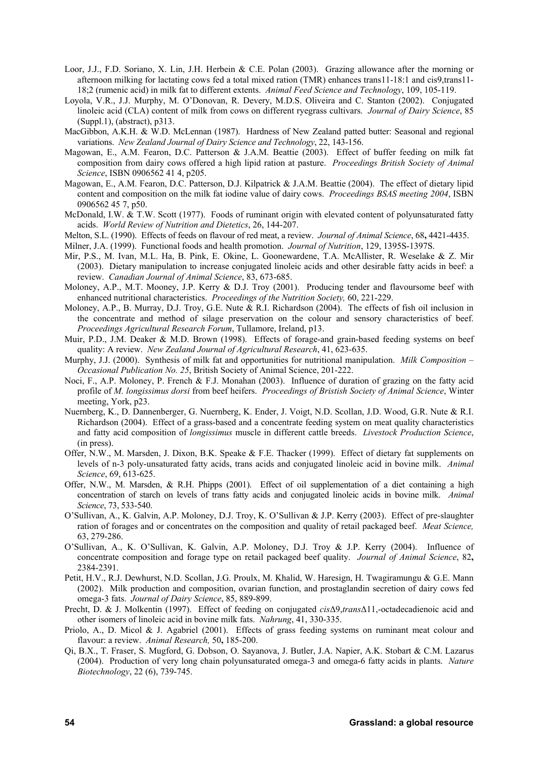Loor, J.J., F.D. Soriano, X. Lin, J.H. Herbein & C.E. Polan (2003). Grazing allowance after the morning or afternoon milking for lactating cows fed a total mixed ration (TMR) enhances trans11-18:1 and cis9,trans11-18;2 (rumenic acid) in milk fat to different extents. *Animal Feed Science and Technology*, 109, 105-119.

Loyola, V.R., J.J. Murphy, M. O'Donovan, R. Devery, M.D.S. Oliveira and C. Stanton (2002). Conjugated linoleic acid (CLA) content of milk from cows on different ryegrass cultivars. *Journal of Dairy Science*, 85 (Suppl.1), (abstract), p313.

MacGibbon, A.K.H. & W.D. McLennan (1987). Hardness of New Zealand patted butter: Seasonal and regional variations. *New Zealand Journal of Dairy Science and Technology*, 22, 143-156.

Magowan, E., A.M. Fearon, D.C. Patterson & J.A.M. Beattie (2003). Effect of buffer feeding on milk fat composition from dairy cows offered a high lipid ration at pasture. *Proceedings British Society of Animal Science*, ISBN 0906562 41 4, p205.

Magowan, E., A.M. Fearon, D.C. Patterson, D.J. Kilpatrick & J.A.M. Beattie (2004). The effect of dietary lipid content and composition on the milk fat iodine value of dairy cows. *Proceedings BSAS meeting 2004*, ISBN 0906562 45 7, p50.

McDonald, I.W. & T.W. Scott (1977). Foods of ruminant origin with elevated content of polyunsaturated fatty acids. *World Review of Nutrition and Dietetics*, 26, 144-207.

Melton, S.L. (1990). Effects of feeds on flavour of red meat, a review. *Journal of Animal Science*, 68**,** 4421-4435.

Milner, J.A. (1999). Functional foods and health promotion. *Journal of Nutrition*, 129, 1395S-1397S.

Mir, P.S., M. Ivan, M.L. Ha, B. Pink, E. Okine, L. Goonewardene, T.A. McAllister, R. Weselake & Z. Mir (2003). Dietary manipulation to increase conjugated linoleic acids and other desirable fatty acids in beef: a review. *Canadian Journal of Animal Science*, 83, 673-685.

Moloney, A.P., M.T. Mooney, J.P. Kerry & D.J. Troy (2001). Producing tender and flavoursome beef with enhanced nutritional characteristics. *Proceedings of the Nutrition Society,* 60, 221-229.

Moloney, A.P., B. Murray, D.J. Troy, G.E. Nute & R.I. Richardson (2004). The effects of fish oil inclusion in the concentrate and method of silage preservation on the colour and sensory characteristics of beef. *Proceedings Agricultural Research Forum*, Tullamore, Ireland, p13.

Muir, P.D., J.M. Deaker & M.D. Brown (1998). Effects of forage-and grain-based feeding systems on beef quality: A review. *New Zealand Journal of Agricultural Research*, 41, 623-635.

Murphy, J.J. (2000). Synthesis of milk fat and opportunities for nutritional manipulation. *Milk Composition – Occasional Publication No. 25*, British Society of Animal Science, 201-222.

Noci, F., A.P. Moloney, P. French & F.J. Monahan (2003). Influence of duration of grazing on the fatty acid profile of *M. longissimus dorsi* from beef heifers. *Proceedings of Bristish Society of Animal Science*, Winter meeting, York, p23.

Nuernberg, K., D. Dannenberger, G. Nuernberg, K. Ender, J. Voigt, N.D. Scollan, J.D. Wood, G.R. Nute & R.I. Richardson (2004). Effect of a grass-based and a concentrate feeding system on meat quality characteristics and fatty acid composition of *longissimus* muscle in different cattle breeds. *Livestock Production Science*, (in press).

Offer, N.W., M. Marsden, J. Dixon, B.K. Speake & F.E. Thacker (1999). Effect of dietary fat supplements on levels of n-3 poly-unsaturated fatty acids, trans acids and conjugated linoleic acid in bovine milk. *Animal Science*, 69, 613-625.

Offer, N.W., M. Marsden, & R.H. Phipps (2001). Effect of oil supplementation of a diet containing a high concentration of starch on levels of trans fatty acids and conjugated linoleic acids in bovine milk. *Animal Science*, 73, 533-540.

O'Sullivan, A., K. Galvin, A.P. Moloney, D.J. Troy, K. O'Sullivan & J.P. Kerry (2003). Effect of pre-slaughter ration of forages and or concentrates on the composition and quality of retail packaged beef. *Meat Science,* 63, 279-286.

O'Sullivan, A., K. O'Sullivan, K. Galvin, A.P. Moloney, D.J. Troy & J.P. Kerry (2004). Influence of concentrate composition and forage type on retail packaged beef quality. *Journal of Animal Science*, 82**,** 2384-2391.

Petit, H.V., R.J. Dewhurst, N.D. Scollan, J.G. Proulx, M. Khalid, W. Haresign, H. Twagiramungu & G.E. Mann (2002). Milk production and composition, ovarian function, and prostaglandin secretion of dairy cows fed omega-3 fats. *Journal of Dairy Science*, 85, 889-899.

Precht, D. & J. Molkentin (1997). Effect of feeding on conjugated *cis*Δ9,*trans*Δ11,-octadecadienoic acid and other isomers of linoleic acid in bovine milk fats. *Nahrung*, 41, 330-335.

Priolo, A., D. Micol & J. Agabriel (2001). Effects of grass feeding systems on ruminant meat colour and flavour: a review. *Animal Research,* 50**,** 185-200.

Qi, B.X., T. Fraser, S. Mugford, G. Dobson, O. Sayanova, J. Butler, J.A. Napier, A.K. Stobart & C.M. Lazarus (2004). Production of very long chain polyunsaturated omega-3 and omega-6 fatty acids in plants. *Nature Biotechnology*, 22 (6), 739-745.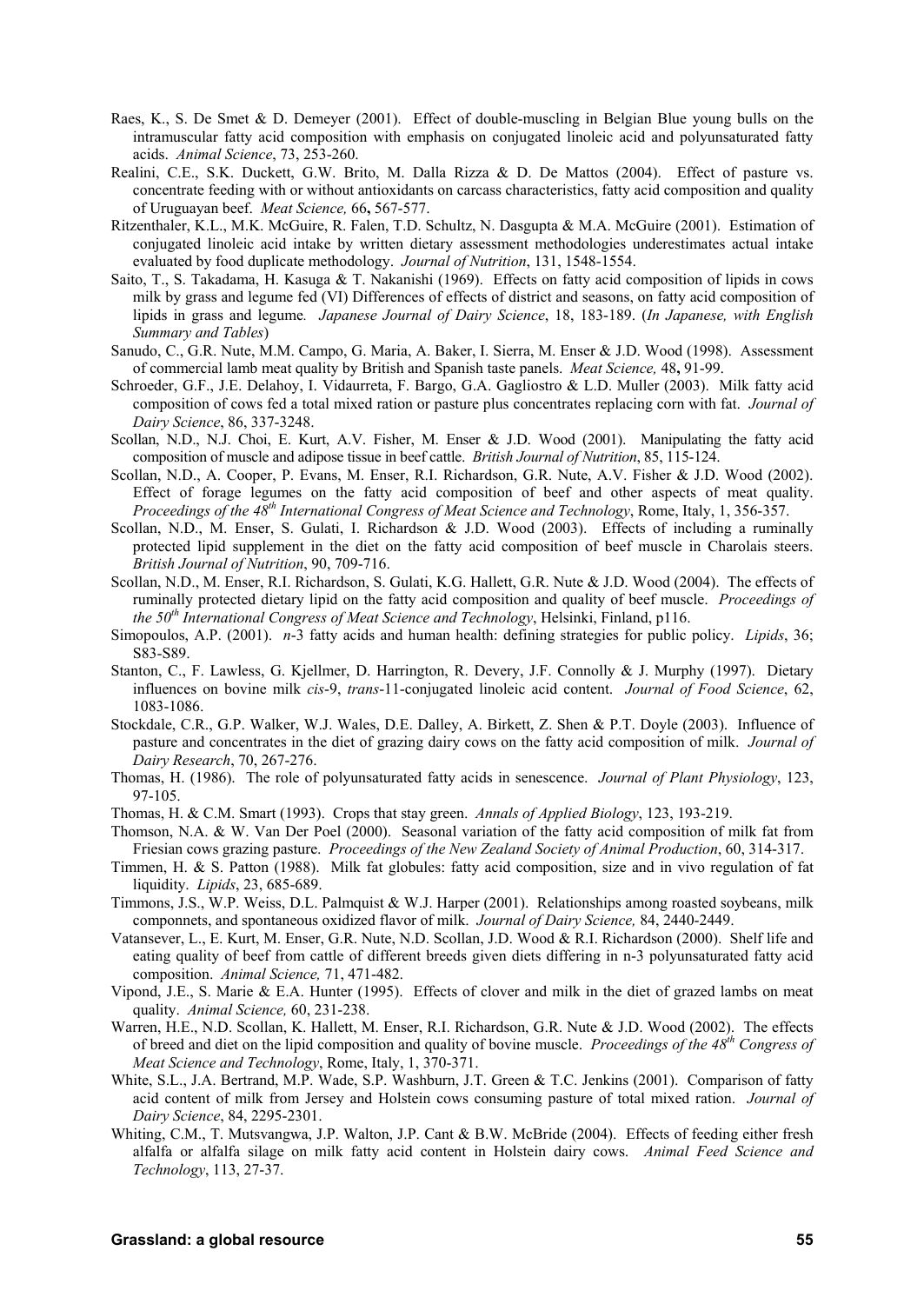Raes, K., S. De Smet & D. Demeyer (2001). Effect of double-muscling in Belgian Blue young bulls on the intramuscular fatty acid composition with emphasis on conjugated linoleic acid and polyunsaturated fatty acids. *Animal Science*, 73, 253-260.

Realini, C.E., S.K. Duckett, G.W. Brito, M. Dalla Rizza & D. De Mattos (2004). Effect of pasture vs. concentrate feeding with or without antioxidants on carcass characteristics, fatty acid composition and quality of Uruguayan beef. *Meat Science,* 66**,** 567-577.

Ritzenthaler, K.L., M.K. McGuire, R. Falen, T.D. Schultz, N. Dasgupta & M.A. McGuire (2001). Estimation of conjugated linoleic acid intake by written dietary assessment methodologies underestimates actual intake evaluated by food duplicate methodology. *Journal of Nutrition*, 131, 1548-1554.

Saito, T., S. Takadama, H. Kasuga & T. Nakanishi (1969). Effects on fatty acid composition of lipids in cows milk by grass and legume fed (VI) Differences of effects of district and seasons, on fatty acid composition of lipids in grass and legume*. Japanese Journal of Dairy Science*, 18, 183-189. (*In Japanese, with English Summary and Tables*)

Sanudo, C., G.R. Nute, M.M. Campo, G. Maria, A. Baker, I. Sierra, M. Enser & J.D. Wood (1998). Assessment of commercial lamb meat quality by British and Spanish taste panels. *Meat Science,* 48**,** 91-99.

Schroeder, G.F., J.E. Delahoy, I. Vidaurreta, F. Bargo, G.A. Gagliostro & L.D. Muller (2003). Milk fatty acid composition of cows fed a total mixed ration or pasture plus concentrates replacing corn with fat. *Journal of Dairy Science*, 86, 337-3248.

Scollan, N.D., N.J. Choi, E. Kurt, A.V. Fisher, M. Enser & J.D. Wood (2001). Manipulating the fatty acid composition of muscle and adipose tissue in beef cattle. *British Journal of Nutrition*, 85, 115-124.

Scollan, N.D., A. Cooper, P. Evans, M. Enser, R.I. Richardson, G.R. Nute, A.V. Fisher & J.D. Wood (2002). Effect of forage legumes on the fatty acid composition of beef and other aspects of meat quality. *Proceedings of the 48th International Congress of Meat Science and Technology*, Rome, Italy, 1, 356-357.

Scollan, N.D., M. Enser, S. Gulati, I. Richardson & J.D. Wood (2003). Effects of including a ruminally protected lipid supplement in the diet on the fatty acid composition of beef muscle in Charolais steers. *British Journal of Nutrition*, 90, 709-716.

Scollan, N.D., M. Enser, R.I. Richardson, S. Gulati, K.G. Hallett, G.R. Nute & J.D. Wood (2004). The effects of ruminally protected dietary lipid on the fatty acid composition and quality of beef muscle. *Proceedings of the 50th International Congress of Meat Science and Technology*, Helsinki, Finland, p116.

Simopoulos, A.P. (2001). *n*-3 fatty acids and human health: defining strategies for public policy. *Lipids*, 36; S83-S89.

Stanton, C., F. Lawless, G. Kjellmer, D. Harrington, R. Devery, J.F. Connolly & J. Murphy (1997). Dietary influences on bovine milk *cis*-9, *trans*-11-conjugated linoleic acid content. *Journal of Food Science*, 62, 1083-1086.

Stockdale, C.R., G.P. Walker, W.J. Wales, D.E. Dalley, A. Birkett, Z. Shen & P.T. Doyle (2003). Influence of pasture and concentrates in the diet of grazing dairy cows on the fatty acid composition of milk. *Journal of Dairy Research*, 70, 267-276.

Thomas, H. (1986). The role of polyunsaturated fatty acids in senescence. *Journal of Plant Physiology*, 123, 97-105.

Thomas, H. & C.M. Smart (1993). Crops that stay green. *Annals of Applied Biology*, 123, 193-219.

Thomson, N.A. & W. Van Der Poel (2000). Seasonal variation of the fatty acid composition of milk fat from Friesian cows grazing pasture. *Proceedings of the New Zealand Society of Animal Production*, 60, 314-317.

Timmen, H. & S. Patton (1988). Milk fat globules: fatty acid composition, size and in vivo regulation of fat liquidity. *Lipids*, 23, 685-689.

Timmons, J.S., W.P. Weiss, D.L. Palmquist & W.J. Harper (2001). Relationships among roasted soybeans, milk componnets, and spontaneous oxidized flavor of milk. *Journal of Dairy Science,* 84, 2440-2449.

Vatansever, L., E. Kurt, M. Enser, G.R. Nute, N.D. Scollan, J.D. Wood & R.I. Richardson (2000). Shelf life and eating quality of beef from cattle of different breeds given diets differing in n-3 polyunsaturated fatty acid composition. *Animal Science,* 71, 471-482.

Vipond, J.E., S. Marie & E.A. Hunter (1995). Effects of clover and milk in the diet of grazed lambs on meat quality. *Animal Science,* 60, 231-238.

Warren, H.E., N.D. Scollan, K. Hallett, M. Enser, R.I. Richardson, G.R. Nute & J.D. Wood (2002). The effects of breed and diet on the lipid composition and quality of bovine muscle. *Proceedings of the 48th Congress of Meat Science and Technology*, Rome, Italy, 1, 370-371.

White, S.L., J.A. Bertrand, M.P. Wade, S.P. Washburn, J.T. Green & T.C. Jenkins (2001). Comparison of fatty acid content of milk from Jersey and Holstein cows consuming pasture of total mixed ration. *Journal of Dairy Science*, 84, 2295-2301.

Whiting, C.M., T. Mutsvangwa, J.P. Walton, J.P. Cant & B.W. McBride (2004). Effects of feeding either fresh alfalfa or alfalfa silage on milk fatty acid content in Holstein dairy cows. *Animal Feed Science and Technology*, 113, 27-37.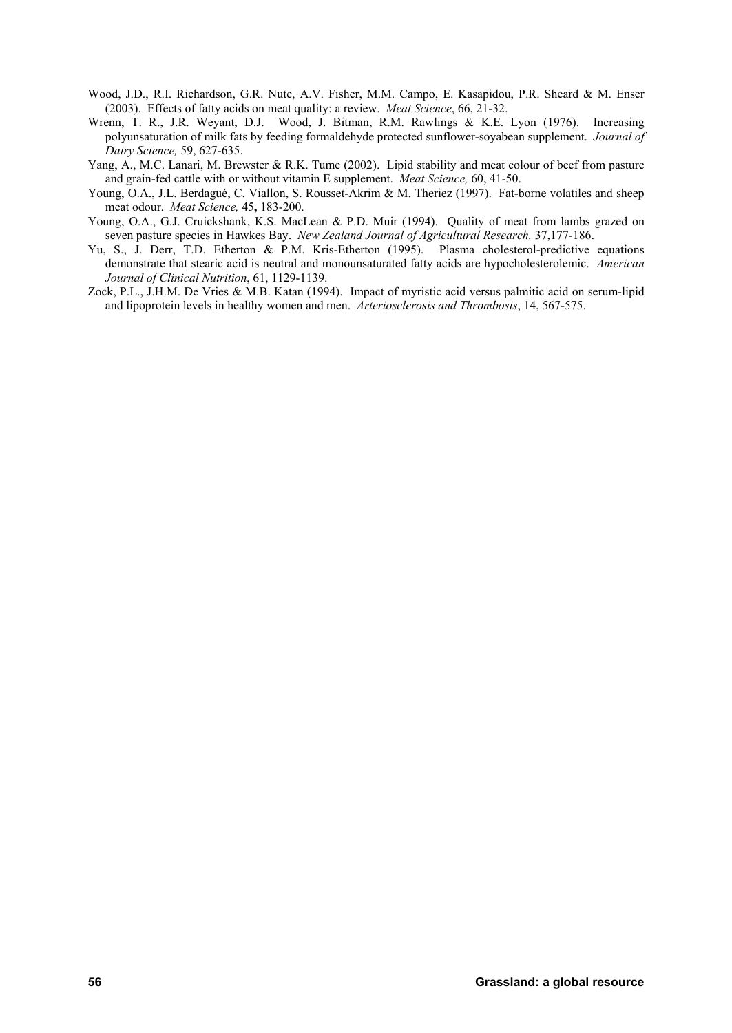Wood, J.D., R.I. Richardson, G.R. Nute, A.V. Fisher, M.M. Campo, E. Kasapidou, P.R. Sheard & M. Enser (2003). Effects of fatty acids on meat quality: a review. *Meat Science*, 66, 21-32.

Wrenn, T. R., J.R. Weyant, D.J. Wood, J. Bitman, R.M. Rawlings & K.E. Lyon (1976). Increasing polyunsaturation of milk fats by feeding formaldehyde protected sunflower-soyabean supplement. *Journal of Dairy Science,* 59, 627-635.

Yang, A., M.C. Lanari, M. Brewster & R.K. Tume (2002). Lipid stability and meat colour of beef from pasture and grain-fed cattle with or without vitamin E supplement. *Meat Science,* 60, 41-50.

Young, O.A., J.L. Berdagué, C. Viallon, S. Rousset-Akrim & M. Theriez (1997). Fat-borne volatiles and sheep meat odour. *Meat Science,* 45**,** 183-200.

Young, O.A., G.J. Cruickshank, K.S. MacLean & P.D. Muir (1994). Quality of meat from lambs grazed on seven pasture species in Hawkes Bay. *New Zealand Journal of Agricultural Research,* 37,177-186.

Yu, S., J. Derr, T.D. Etherton & P.M. Kris-Etherton (1995). Plasma cholesterol-predictive equations demonstrate that stearic acid is neutral and monounsaturated fatty acids are hypocholesterolemic. *American Journal of Clinical Nutrition*, 61, 1129-1139.

Zock, P.L., J.H.M. De Vries & M.B. Katan (1994). Impact of myristic acid versus palmitic acid on serum-lipid and lipoprotein levels in healthy women and men. *Arteriosclerosis and Thrombosis*, 14, 567-575.